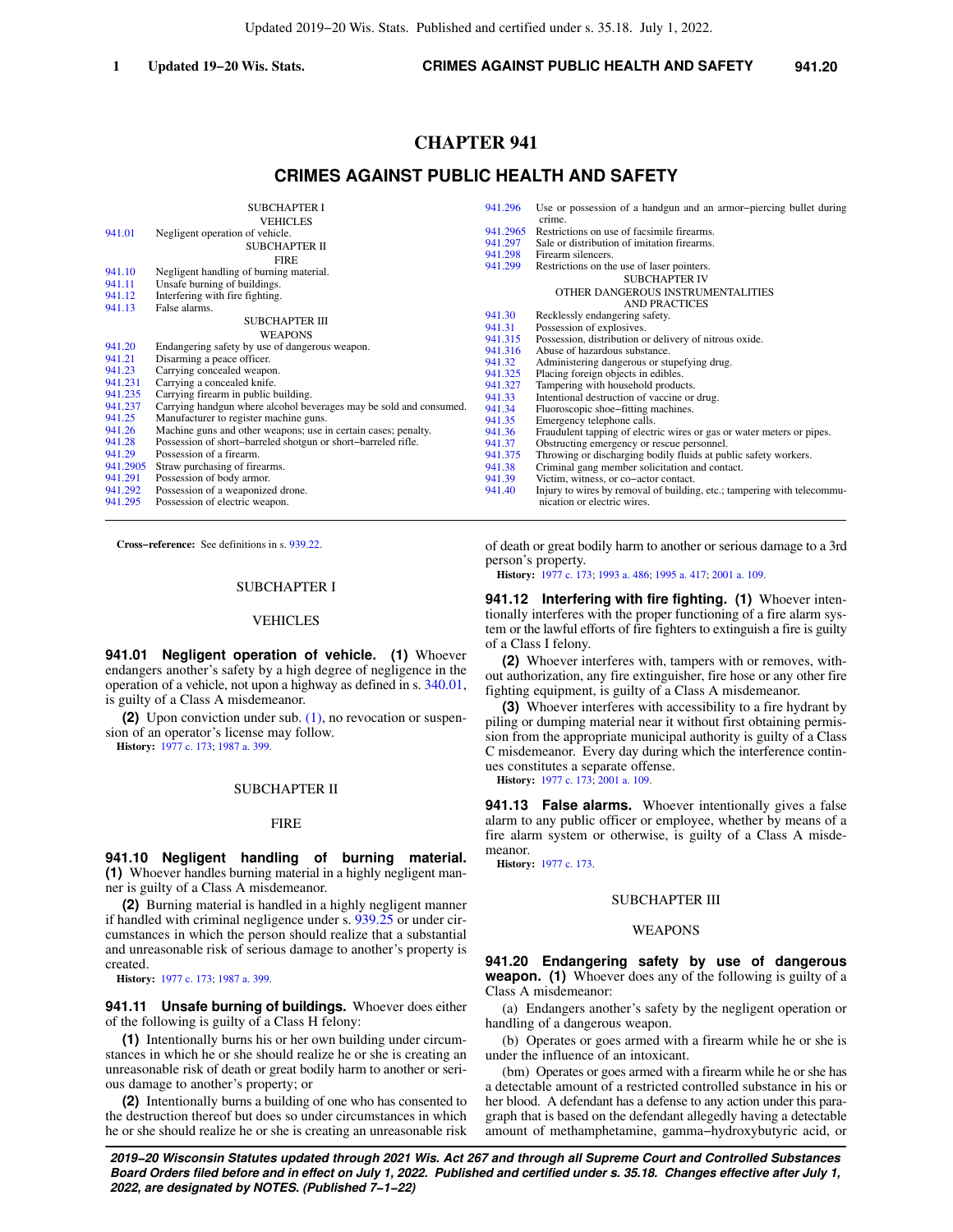# CHAPTER 941

## CRIMES AGAINST PUBLIC HEALTH AND SAFETY

SUBCHAPTER I
VEHICLES

941.01 Negligent operation of vehicle.

SUBCHAPTER II
FIRE

941.10 Negligent handling of burning material.
941.11 Unsafe burning of buildings.
941.12 Interfering with fire fighting.
941.13 False alarms.

SUBCHAPTER III
WEAPONS

941.20 Endangering safety by use of dangerous weapon.
941.21 Disarming a peace officer.
941.23 Carrying concealed weapon.
941.231 Carrying a concealed knife.
941.235 Carrying firearm in public building.
941.237 Carrying handgun where alcohol beverages may be sold and consumed.
941.25 Manufacturer to register machine guns.
941.26 Machine guns and other weapons; use in certain cases; penalty.
941.28 Possession of short−barreled shotgun or short−barreled rifle.
941.29 Possession of a firearm.
941.2905 Straw purchasing of firearms.
941.291 Possession of body armor.
941.292 Possession of a weaponized drone.
941.295 Possession of electric weapon.
941.296 Use or possession of a handgun and an armor−piercing bullet during crime.
941.2965 Restrictions on use of facsimile firearms.
941.297 Sale or distribution of imitation firearms.
941.298 Firearm silencers.
941.299 Restrictions on the use of laser pointers.

SUBCHAPTER IV
OTHER DANGEROUS INSTRUMENTALITIES AND PRACTICES

941.30 Recklessly endangering safety.
941.31 Possession of explosives.
941.315 Possession, distribution or delivery of nitrous oxide.
941.316 Abuse of hazardous substance.
941.32 Administering dangerous or stupefying drug.
941.325 Placing foreign objects in edibles.
941.327 Tampering with household products.
941.33 Intentional destruction of vaccine or drug.
941.34 Fluoroscopic shoe−fitting machines.
941.35 Emergency telephone calls.
941.36 Fraudulent tapping of electric wires or gas or water meters or pipes.
941.37 Obstructing emergency or rescue personnel.
941.375 Throwing or discharging bodily fluids at public safety workers.
941.38 Criminal gang member solicitation and contact.
941.39 Victim, witness, or co−actor contact.
941.40 Injury to wires by removal of building, etc.; tampering with telecommunication or electric wires.

**Cross−reference:** See definitions in s. 939.22.

## SUBCHAPTER I

## VEHICLES

**941.01 Negligent operation of vehicle. (1)** Whoever endangers another's safety by a high degree of negligence in the operation of a vehicle, not upon a highway as defined in s. 340.01, is guilty of a Class A misdemeanor.

**(2)** Upon conviction under sub. (1), no revocation or suspension of an operator's license may follow.

**History:** 1977 c. 173; 1987 a. 399.

## SUBCHAPTER II

## FIRE

**941.10 Negligent handling of burning material. (1)** Whoever handles burning material in a highly negligent manner is guilty of a Class A misdemeanor.

**(2)** Burning material is handled in a highly negligent manner if handled with criminal negligence under s. 939.25 or under circumstances in which the person should realize that a substantial and unreasonable risk of serious damage to another's property is created.

**History:** 1977 c. 173; 1987 a. 399.

**941.11 Unsafe burning of buildings.** Whoever does either of the following is guilty of a Class H felony:

**(1)** Intentionally burns his or her own building under circumstances in which he or she should realize he or she is creating an unreasonable risk of death or great bodily harm to another or serious damage to another's property; or

**(2)** Intentionally burns a building of one who has consented to the destruction thereof but does so under circumstances in which he or she should realize he or she is creating an unreasonable risk of death or great bodily harm to another or serious damage to a 3rd person's property.

**History:** 1977 c. 173; 1993 a. 486; 1995 a. 417; 2001 a. 109.

**941.12 Interfering with fire fighting. (1)** Whoever intentionally interferes with the proper functioning of a fire alarm system or the lawful efforts of fire fighters to extinguish a fire is guilty of a Class I felony.

**(2)** Whoever interferes with, tampers with or removes, without authorization, any fire extinguisher, fire hose or any other fire fighting equipment, is guilty of a Class A misdemeanor.

**(3)** Whoever interferes with accessibility to a fire hydrant by piling or dumping material near it without first obtaining permission from the appropriate municipal authority is guilty of a Class C misdemeanor. Every day during which the interference continues constitutes a separate offense.

**History:** 1977 c. 173; 2001 a. 109.

**941.13 False alarms.** Whoever intentionally gives a false alarm to any public officer or employee, whether by means of a fire alarm system or otherwise, is guilty of a Class A misdemeanor.

**History:** 1977 c. 173.

## SUBCHAPTER III

## WEAPONS

**941.20 Endangering safety by use of dangerous weapon. (1)** Whoever does any of the following is guilty of a Class A misdemeanor:

(a) Endangers another's safety by the negligent operation or handling of a dangerous weapon.

(b) Operates or goes armed with a firearm while he or she is under the influence of an intoxicant.

(bm) Operates or goes armed with a firearm while he or she has a detectable amount of a restricted controlled substance in his or her blood. A defendant has a defense to any action under this paragraph that is based on the defendant allegedly having a detectable amount of methamphetamine, gamma−hydroxybutyric acid, or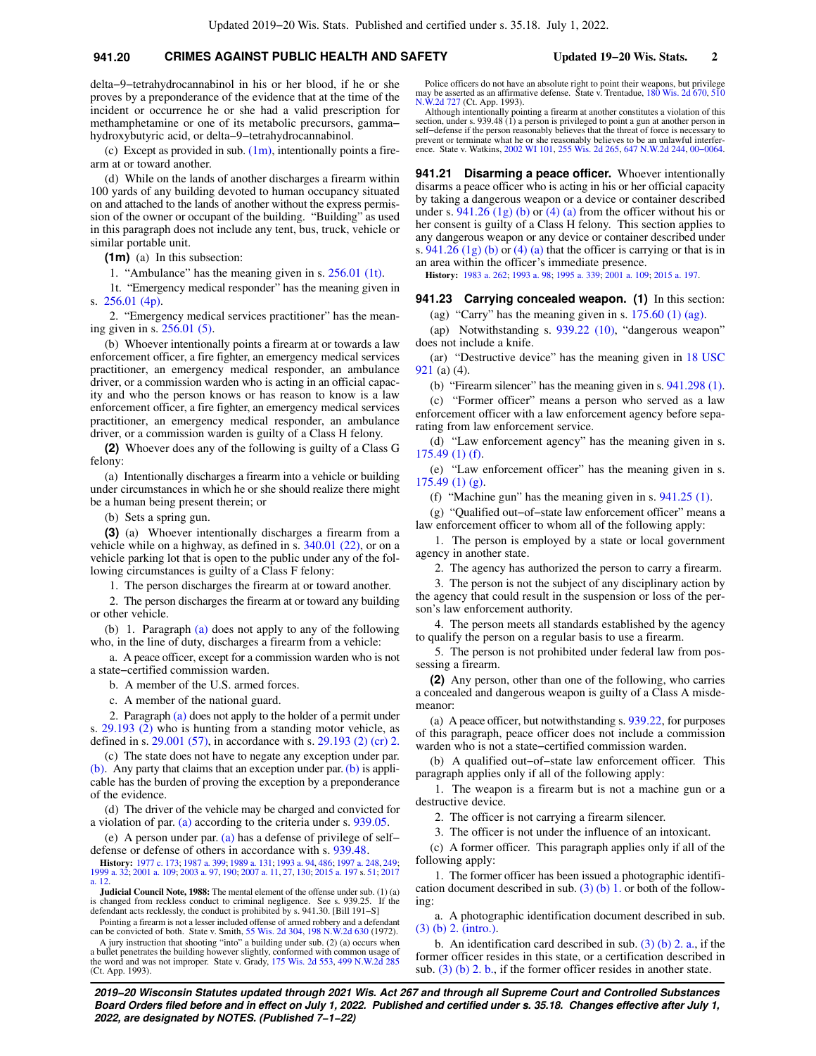delta−9−tetrahydrocannabinol in his or her blood, if he or she proves by a preponderance of the evidence that at the time of the incident or occurrence he or she had a valid prescription for methamphetamine or one of its metabolic precursors, gamma−hydroxybutyric acid, or delta−9−tetrahydrocannabinol.

(c) Except as provided in sub. (1m), intentionally points a firearm at or toward another.

(d) While on the lands of another discharges a firearm within 100 yards of any building devoted to human occupancy situated on and attached to the lands of another without the express permission of the owner or occupant of the building. "Building" as used in this paragraph does not include any tent, bus, truck, vehicle or similar portable unit.

**(1m)** (a) In this subsection:

1. "Ambulance" has the meaning given in s. 256.01 (1t).

1t. "Emergency medical responder" has the meaning given in s. 256.01 (4p).

2. "Emergency medical services practitioner" has the meaning given in s. 256.01 (5).

(b) Whoever intentionally points a firearm at or towards a law enforcement officer, a fire fighter, an emergency medical services practitioner, an emergency medical responder, an ambulance driver, or a commission warden who is acting in an official capacity and who the person knows or has reason to know is a law enforcement officer, a fire fighter, an emergency medical services practitioner, an emergency medical responder, an ambulance driver, or a commission warden is guilty of a Class H felony.

**(2)** Whoever does any of the following is guilty of a Class G felony:

(a) Intentionally discharges a firearm into a vehicle or building under circumstances in which he or she should realize there might be a human being present therein; or

(b) Sets a spring gun.

**(3)** (a) Whoever intentionally discharges a firearm from a vehicle while on a highway, as defined in s. 340.01 (22), or on a vehicle parking lot that is open to the public under any of the following circumstances is guilty of a Class F felony:

1. The person discharges the firearm at or toward another.

2. The person discharges the firearm at or toward any building or other vehicle.

(b) 1. Paragraph (a) does not apply to any of the following who, in the line of duty, discharges a firearm from a vehicle:

a. A peace officer, except for a commission warden who is not a state−certified commission warden.

b. A member of the U.S. armed forces.

c. A member of the national guard.

2. Paragraph (a) does not apply to the holder of a permit under s. 29.193 (2) who is hunting from a standing motor vehicle, as defined in s. 29.001 (57), in accordance with s. 29.193 (2) (cr) 2.

(c) The state does not have to negate any exception under par. (b). Any party that claims that an exception under par. (b) is applicable has the burden of proving the exception by a preponderance of the evidence.

(d) The driver of the vehicle may be charged and convicted for a violation of par. (a) according to the criteria under s. 939.05.

(e) A person under par. (a) has a defense of privilege of self−defense or defense of others in accordance with s. 939.48.

**History:** 1977 c. 173; 1987 a. 399; 1989 a. 131; 1993 a. 94, 486; 1997 a. 248, 249; 1999 a. 32; 2001 a. 109; 2003 a. 97, 190; 2007 a. 11, 27, 130; 2015 a. 197 s. 51; 2017 a. 12.

**Judicial Council Note, 1988:** The mental element of the offense under sub. (1) (a) is changed from reckless conduct to criminal negligence. See s. 939.25. If the defendant acts recklessly, the conduct is prohibited by s. 941.30. [Bill 191−S]

Pointing a firearm is not a lesser included offense of armed robbery and a defendant can be convicted of both. State v. Smith, 55 Wis. 2d 304, 198 N.W.2d 630 (1972).

A jury instruction that shooting "into" a building under sub. (2) (a) occurs when a bullet penetrates the building however slightly, conformed with common usage of the word and was not improper. State v. Grady, 175 Wis. 2d 553, 499 N.W.2d 285 (Ct. App. 1993).

Police officers do not have an absolute right to point their weapons, but privilege may be asserted as an affirmative defense. State v. Trentadue, 180 Wis. 2d 670, 510 N.W.2d 727 (Ct. App. 1993).

Although intentionally pointing a firearm at another constitutes a violation of this section, under s. 939.48 (1) a person is privileged to point a gun at another person in self−defense if the person reasonably believes that the threat of force is necessary to prevent or terminate what he or she reasonably believes to be an unlawful interference. State v. Watkins, 2002 WI 101, 255 Wis. 2d 265, 647 N.W.2d 244, 00−0064.

**941.21 Disarming a peace officer.** Whoever intentionally disarms a peace officer who is acting in his or her official capacity by taking a dangerous weapon or a device or container described under s. 941.26 (1g) (b) or (4) (a) from the officer without his or her consent is guilty of a Class H felony. This section applies to any dangerous weapon or any device or container described under s. 941.26 (1g) (b) or (4) (a) that the officer is carrying or that is in an area within the officer's immediate presence.

**History:** 1983 a. 262; 1993 a. 98; 1995 a. 339; 2001 a. 109; 2015 a. 197.

**941.23 Carrying concealed weapon.** **(1)** In this section:

(ag) "Carry" has the meaning given in s. 175.60 (1) (ag).

(ap) Notwithstanding s. 939.22 (10), "dangerous weapon" does not include a knife.

(ar) "Destructive device" has the meaning given in 18 USC 921 (a) (4).

(b) "Firearm silencer" has the meaning given in s. 941.298 (1).

(c) "Former officer" means a person who served as a law enforcement officer with a law enforcement agency before separating from law enforcement service.

(d) "Law enforcement agency" has the meaning given in s. 175.49 (1) (f).

(e) "Law enforcement officer" has the meaning given in s. 175.49 (1) (g).

(f) "Machine gun" has the meaning given in s. 941.25 (1).

(g) "Qualified out−of−state law enforcement officer" means a law enforcement officer to whom all of the following apply:

1. The person is employed by a state or local government agency in another state.

2. The agency has authorized the person to carry a firearm.

3. The person is not the subject of any disciplinary action by the agency that could result in the suspension or loss of the person's law enforcement authority.

4. The person meets all standards established by the agency to qualify the person on a regular basis to use a firearm.

5. The person is not prohibited under federal law from possessing a firearm.

**(2)** Any person, other than one of the following, who carries a concealed and dangerous weapon is guilty of a Class A misdemeanor:

(a) A peace officer, but notwithstanding s. 939.22, for purposes of this paragraph, peace officer does not include a commission warden who is not a state−certified commission warden.

(b) A qualified out−of−state law enforcement officer. This paragraph applies only if all of the following apply:

1. The weapon is a firearm but is not a machine gun or a destructive device.

2. The officer is not carrying a firearm silencer.

3. The officer is not under the influence of an intoxicant.

(c) A former officer. This paragraph applies only if all of the following apply:

1. The former officer has been issued a photographic identification document described in sub. (3) (b) 1. or both of the following:

a. A photographic identification document described in sub. (3) (b) 2. (intro.).

b. An identification card described in sub. (3) (b) 2. a., if the former officer resides in this state, or a certification described in sub. (3) (b) 2. b., if the former officer resides in another state.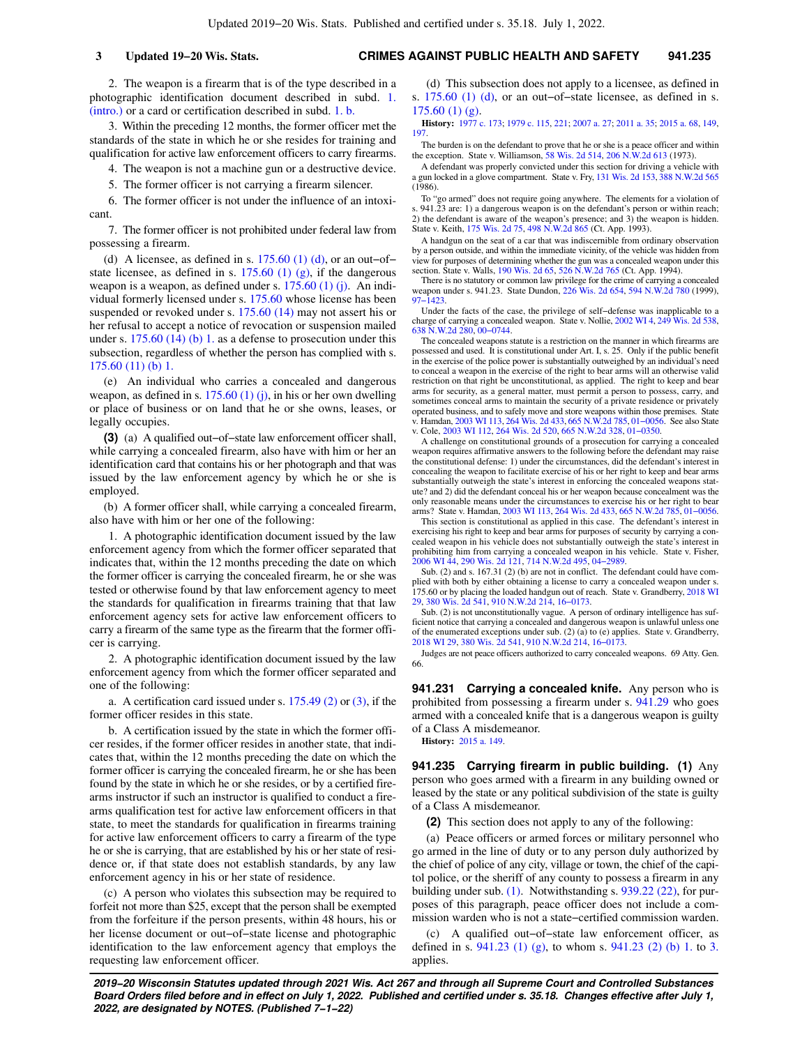2. The weapon is a firearm that is of the type described in a photographic identification document described in subd. 1. (intro.) or a card or certification described in subd. 1. b.

3. Within the preceding 12 months, the former officer met the standards of the state in which he or she resides for training and qualification for active law enforcement officers to carry firearms.

4. The weapon is not a machine gun or a destructive device.

5. The former officer is not carrying a firearm silencer.

6. The former officer is not under the influence of an intoxicant.

7. The former officer is not prohibited under federal law from possessing a firearm.

(d) A licensee, as defined in s. 175.60 (1) (d), or an out−of−state licensee, as defined in s. 175.60 (1) (g), if the dangerous weapon is a weapon, as defined under s. 175.60 (1) (j). An individual formerly licensed under s. 175.60 whose license has been suspended or revoked under s. 175.60 (14) may not assert his or her refusal to accept a notice of revocation or suspension mailed under s. 175.60 (14) (b) 1. as a defense to prosecution under this subsection, regardless of whether the person has complied with s. 175.60 (11) (b) 1.

(e) An individual who carries a concealed and dangerous weapon, as defined in s. 175.60 (1) (j), in his or her own dwelling or place of business or on land that he or she owns, leases, or legally occupies.

**(3)** (a) A qualified out−of−state law enforcement officer shall, while carrying a concealed firearm, also have with him or her an identification card that contains his or her photograph and that was issued by the law enforcement agency by which he or she is employed.

(b) A former officer shall, while carrying a concealed firearm, also have with him or her one of the following:

1. A photographic identification document issued by the law enforcement agency from which the former officer separated that indicates that, within the 12 months preceding the date on which the former officer is carrying the concealed firearm, he or she was tested or otherwise found by that law enforcement agency to meet the standards for qualification in firearms training that that law enforcement agency sets for active law enforcement officers to carry a firearm of the same type as the firearm that the former officer is carrying.

2. A photographic identification document issued by the law enforcement agency from which the former officer separated and one of the following:

a. A certification card issued under s. 175.49 (2) or (3), if the former officer resides in this state.

b. A certification issued by the state in which the former officer resides, if the former officer resides in another state, that indicates that, within the 12 months preceding the date on which the former officer is carrying the concealed firearm, he or she has been found by the state in which he or she resides, or by a certified firearms instructor if such an instructor is qualified to conduct a firearms qualification test for active law enforcement officers in that state, to meet the standards for qualification in firearms training for active law enforcement officers to carry a firearm of the type he or she is carrying, that are established by his or her state of residence or, if that state does not establish standards, by any law enforcement agency in his or her state of residence.

(c) A person who violates this subsection may be required to forfeit not more than $25, except that the person shall be exempted from the forfeiture if the person presents, within 48 hours, his or her license document or out−of−state license and photographic identification to the law enforcement agency that employs the requesting law enforcement officer.

(d) This subsection does not apply to a licensee, as defined in s. 175.60 (1) (d), or an out−of−state licensee, as defined in s. 175.60 (1) (g).

**History:** 1977 c. 173; 1979 c. 115, 221; 2007 a. 27; 2011 a. 35; 2015 a. 68, 149, 197.

The burden is on the defendant to prove that he or she is a peace officer and within the exception. State v. Williamson, 58 Wis. 2d 514, 206 N.W.2d 613 (1973).

A defendant was properly convicted under this section for driving a vehicle with a gun locked in a glove compartment. State v. Fry, 131 Wis. 2d 153, 388 N.W.2d 565 (1986).

To "go armed" does not require going anywhere. The elements for a violation of s. 941.23 are: 1) a dangerous weapon is on the defendant's person or within reach; 2) the defendant is aware of the weapon's presence; and 3) the weapon is hidden. State v. Keith, 175 Wis. 2d 75, 498 N.W.2d 865 (Ct. App. 1993).

A handgun on the seat of a car that was indiscernible from ordinary observation by a person outside, and within the immediate vicinity, of the vehicle was hidden from view for purposes of determining whether the gun was a concealed weapon under this section. State v. Walls, 190 Wis. 2d 65, 526 N.W.2d 765 (Ct. App. 1994).

There is no statutory or common law privilege for the crime of carrying a concealed weapon under s. 941.23. State Dundon, 226 Wis. 2d 654, 594 N.W.2d 780 (1999), 97−1423.

Under the facts of the case, the privilege of self−defense was inapplicable to a charge of carrying a concealed weapon. State v. Nollie, 2002 WI 4, 249 Wis. 2d 538, 638 N.W.2d 280, 00−0744.

The concealed weapons statute is a restriction on the manner in which firearms are possessed and used. It is constitutional under Art. I, s. 25. Only if the public benefit in the exercise of the police power is substantially outweighed by an individual's need to conceal a weapon in the exercise of the right to bear arms will an otherwise valid restriction on that right be unconstitutional, as applied. The right to keep and bear arms for security, as a general matter, must permit a person to possess, carry, and sometimes conceal arms to maintain the security of a private residence or privately operated business, and to safely move and store weapons within those premises. State v. Hamdan, 2003 WI 113, 264 Wis. 2d 433, 665 N.W.2d 785, 01−0056. See also State v. Cole, 2003 WI 112, 264 Wis. 2d 520, 665 N.W.2d 328, 01−0350.

A challenge on constitutional grounds of a prosecution for carrying a concealed weapon requires affirmative answers to the following before the defendant may raise the constitutional defense: 1) under the circumstances, did the defendant's interest in concealing the weapon to facilitate exercise of his or her right to keep and bear arms substantially outweigh the state's interest in enforcing the concealed weapons statute? and 2) did the defendant conceal his or her weapon because concealment was the only reasonable means under the circumstances to exercise his or her right to bear arms? State v. Hamdan, 2003 WI 113, 264 Wis. 2d 433, 665 N.W.2d 785, 01−0056.

This section is constitutional as applied in this case. The defendant's interest in exercising his right to keep and bear arms for purposes of security by carrying a concealed weapon in his vehicle does not substantially outweigh the state's interest in prohibiting him from carrying a concealed weapon in his vehicle. State v. Fisher, 2006 WI 44, 290 Wis. 2d 121, 714 N.W.2d 495, 04−2989.

Sub. (2) and s. 167.31 (2) (b) are not in conflict. The defendant could have complied with both by either obtaining a license to carry a concealed weapon under s. 175.60 or by placing the loaded handgun out of reach. State v. Grandberry, 2018 WI 29, 380 Wis. 2d 541, 910 N.W.2d 214, 16−0173.

Sub. (2) is not unconstitutionally vague. A person of ordinary intelligence has sufficient notice that carrying a concealed and dangerous weapon is unlawful unless one of the enumerated exceptions under sub. (2) (a) to (e) applies. State v. Grandberry, 2018 WI 29, 380 Wis. 2d 541, 910 N.W.2d 214, 16−0173.

Judges are not peace officers authorized to carry concealed weapons. 69 Atty. Gen. 66.

**941.231 Carrying a concealed knife.** Any person who is prohibited from possessing a firearm under s. 941.29 who goes armed with a concealed knife that is a dangerous weapon is guilty of a Class A misdemeanor.

**History:** 2015 a. 149.

**941.235 Carrying firearm in public building. (1)** Any person who goes armed with a firearm in any building owned or leased by the state or any political subdivision of the state is guilty of a Class A misdemeanor.

**(2)** This section does not apply to any of the following:

(a) Peace officers or armed forces or military personnel who go armed in the line of duty or to any person duly authorized by the chief of police of any city, village or town, the chief of the capitol police, or the sheriff of any county to possess a firearm in any building under sub. (1). Notwithstanding s. 939.22 (22), for purposes of this paragraph, peace officer does not include a commission warden who is not a state−certified commission warden.

(c) A qualified out−of−state law enforcement officer, as defined in s. 941.23 (1) (g), to whom s. 941.23 (2) (b) 1. to 3. applies.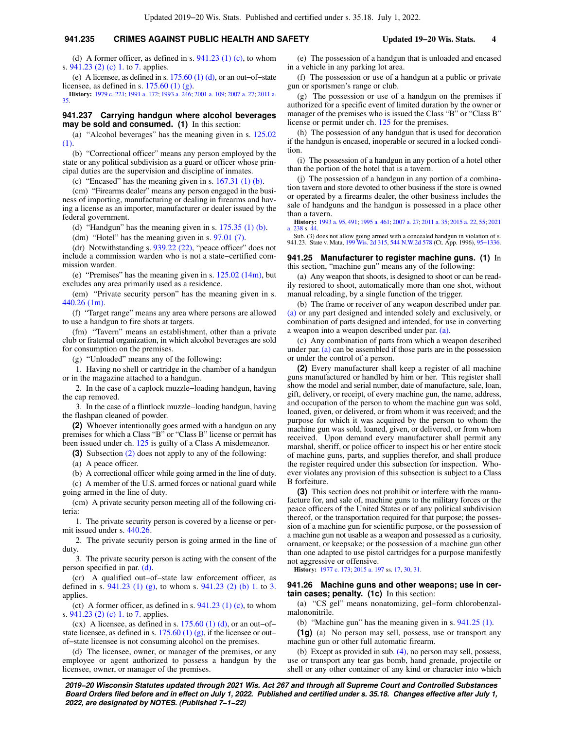(d) A former officer, as defined in s. 941.23 (1) (c), to whom s. 941.23 (2) (c) 1. to 7. applies.

(e) A licensee, as defined in s. 175.60 (1) (d), or an out-of-state licensee, as defined in s. 175.60 (1) (g).

**History:** 1979 c. 221; 1991 a. 172; 1993 a. 246; 2001 a. 109; 2007 a. 27; 2011 a. 35.

**941.237 Carrying handgun where alcohol beverages may be sold and consumed. (1)** In this section:

(a) "Alcohol beverages" has the meaning given in s. 125.02 (1).

(b) "Correctional officer" means any person employed by the state or any political subdivision as a guard or officer whose principal duties are the supervision and discipline of inmates.

(c) "Encased" has the meaning given in s. 167.31 (1) (b).

(cm) "Firearms dealer" means any person engaged in the business of importing, manufacturing or dealing in firearms and having a license as an importer, manufacturer or dealer issued by the federal government.

(d) "Handgun" has the meaning given in s. 175.35 (1) (b).

(dm) "Hotel" has the meaning given in s. 97.01 (7).

(dr) Notwithstanding s. 939.22 (22), "peace officer" does not include a commission warden who is not a state-certified commission warden.

(e) "Premises" has the meaning given in s. 125.02 (14m), but excludes any area primarily used as a residence.

(em) "Private security person" has the meaning given in s. 440.26 (1m).

(f) "Target range" means any area where persons are allowed to use a handgun to fire shots at targets.

(fm) "Tavern" means an establishment, other than a private club or fraternal organization, in which alcohol beverages are sold for consumption on the premises.

(g) "Unloaded" means any of the following:

1. Having no shell or cartridge in the chamber of a handgun or in the magazine attached to a handgun.

2. In the case of a caplock muzzle-loading handgun, having the cap removed.

3. In the case of a flintlock muzzle-loading handgun, having the flashpan cleaned of powder.

**(2)** Whoever intentionally goes armed with a handgun on any premises for which a Class "B" or "Class B" license or permit has been issued under ch. 125 is guilty of a Class A misdemeanor.

**(3)** Subsection (2) does not apply to any of the following:

(a) A peace officer.

(b) A correctional officer while going armed in the line of duty.

(c) A member of the U.S. armed forces or national guard while going armed in the line of duty.

(cm) A private security person meeting all of the following criteria:

1. The private security person is covered by a license or permit issued under s. 440.26.

2. The private security person is going armed in the line of duty.

3. The private security person is acting with the consent of the person specified in par. (d).

(cr) A qualified out-of-state law enforcement officer, as defined in s. 941.23 (1) (g), to whom s. 941.23 (2) (b) 1. to 3. applies.

(ct) A former officer, as defined in s. 941.23 (1) (c), to whom s. 941.23 (2) (c) 1. to 7. applies.

(cx) A licensee, as defined in s. 175.60 (1) (d), or an out-of-state licensee, as defined in s. 175.60 (1) (g), if the licensee or out-of-state licensee is not consuming alcohol on the premises.

(d) The licensee, owner, or manager of the premises, or any employee or agent authorized to possess a handgun by the licensee, owner, or manager of the premises.

(e) The possession of a handgun that is unloaded and encased in a vehicle in any parking lot area.

(f) The possession or use of a handgun at a public or private gun or sportsmen's range or club.

(g) The possession or use of a handgun on the premises if authorized for a specific event of limited duration by the owner or manager of the premises who is issued the Class "B" or "Class B" license or permit under ch. 125 for the premises.

(h) The possession of any handgun that is used for decoration if the handgun is encased, inoperable or secured in a locked condition.

(i) The possession of a handgun in any portion of a hotel other than the portion of the hotel that is a tavern.

(j) The possession of a handgun in any portion of a combination tavern and store devoted to other business if the store is owned or operated by a firearms dealer, the other business includes the sale of handguns and the handgun is possessed in a place other than a tavern.

**History:** 1993 a. 95, 491; 1995 a. 461; 2007 a. 27; 2011 a. 35; 2015 a. 22, 55; 2021 a. 238 s. 44.

Sub. (3) does not allow going armed with a concealed handgun in violation of s. 941.23. State v. Mata, 199 Wis. 2d 315, 544 N.W.2d 578 (Ct. App. 1996), 95-1336.

**941.25 Manufacturer to register machine guns. (1)** In this section, "machine gun" means any of the following:

(a) Any weapon that shoots, is designed to shoot or can be readily restored to shoot, automatically more than one shot, without manual reloading, by a single function of the trigger.

(b) The frame or receiver of any weapon described under par. (a) or any part designed and intended solely and exclusively, or combination of parts designed and intended, for use in converting a weapon into a weapon described under par. (a).

(c) Any combination of parts from which a weapon described under par. (a) can be assembled if those parts are in the possession or under the control of a person.

**(2)** Every manufacturer shall keep a register of all machine guns manufactured or handled by him or her. This register shall show the model and serial number, date of manufacture, sale, loan, gift, delivery, or receipt, of every machine gun, the name, address, and occupation of the person to whom the machine gun was sold, loaned, given, or delivered, or from whom it was received; and the purpose for which it was acquired by the person to whom the machine gun was sold, loaned, given, or delivered, or from whom received. Upon demand every manufacturer shall permit any marshal, sheriff, or police officer to inspect his or her entire stock of machine guns, parts, and supplies therefor, and shall produce the register required under this subsection for inspection. Whoever violates any provision of this subsection is subject to a Class B forfeiture.

**(3)** This section does not prohibit or interfere with the manufacture for, and sale of, machine guns to the military forces or the peace officers of the United States or of any political subdivision thereof, or the transportation required for that purpose; the possession of a machine gun for scientific purpose, or the possession of a machine gun not usable as a weapon and possessed as a curiosity, ornament, or keepsake; or the possession of a machine gun other than one adapted to use pistol cartridges for a purpose manifestly not aggressive or offensive.

**History:** 1977 c. 173; 2015 a. 197 ss. 17, 30, 31.

**941.26 Machine guns and other weapons; use in certain cases; penalty. (1c)** In this section:

(a) "CS gel" means nonatomizing, gel-form chlorobenzalmalononitrile.

(b) "Machine gun" has the meaning given in s. 941.25 (1).

**(1g)** (a) No person may sell, possess, use or transport any machine gun or other full automatic firearm.

(b) Except as provided in sub. (4), no person may sell, possess, use or transport any tear gas bomb, hand grenade, projectile or shell or any other container of any kind or character into which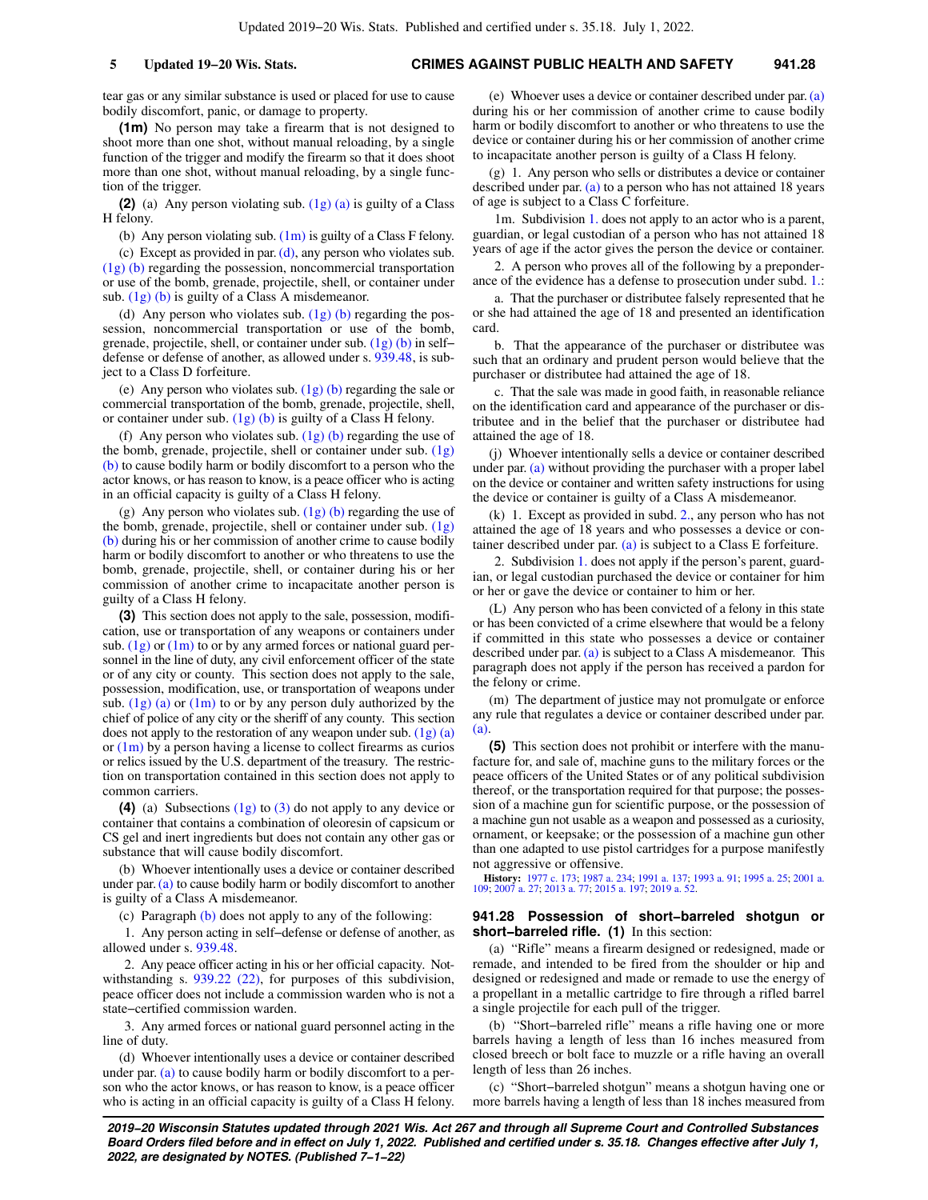tear gas or any similar substance is used or placed for use to cause bodily discomfort, panic, or damage to property.

**(1m)** No person may take a firearm that is not designed to shoot more than one shot, without manual reloading, by a single function of the trigger and modify the firearm so that it does shoot more than one shot, without manual reloading, by a single function of the trigger.

**(2)** (a) Any person violating sub. (1g) (a) is guilty of a Class H felony.

(b) Any person violating sub. (1m) is guilty of a Class F felony.

(c) Except as provided in par. (d), any person who violates sub. (1g) (b) regarding the possession, noncommercial transportation or use of the bomb, grenade, projectile, shell, or container under sub. (1g) (b) is guilty of a Class A misdemeanor.

(d) Any person who violates sub. (1g) (b) regarding the possession, noncommercial transportation or use of the bomb, grenade, projectile, shell, or container under sub. (1g) (b) in self−defense or defense of another, as allowed under s. 939.48, is subject to a Class D forfeiture.

(e) Any person who violates sub. (1g) (b) regarding the sale or commercial transportation of the bomb, grenade, projectile, shell, or container under sub. (1g) (b) is guilty of a Class H felony.

(f) Any person who violates sub. (1g) (b) regarding the use of the bomb, grenade, projectile, shell or container under sub. (1g) (b) to cause bodily harm or bodily discomfort to a person who the actor knows, or has reason to know, is a peace officer who is acting in an official capacity is guilty of a Class H felony.

(g) Any person who violates sub. (1g) (b) regarding the use of the bomb, grenade, projectile, shell or container under sub. (1g) (b) during his or her commission of another crime to cause bodily harm or bodily discomfort to another or who threatens to use the bomb, grenade, projectile, shell, or container during his or her commission of another crime to incapacitate another person is guilty of a Class H felony.

**(3)** This section does not apply to the sale, possession, modification, use or transportation of any weapons or containers under sub. (1g) or (1m) to or by any armed forces or national guard personnel in the line of duty, any civil enforcement officer of the state or of any city or county. This section does not apply to the sale, possession, modification, use, or transportation of weapons under sub. (1g) (a) or (1m) to or by any person duly authorized by the chief of police of any city or the sheriff of any county. This section does not apply to the restoration of any weapon under sub. (1g) (a) or (1m) by a person having a license to collect firearms as curios or relics issued by the U.S. department of the treasury. The restriction on transportation contained in this section does not apply to common carriers.

**(4)** (a) Subsections (1g) to (3) do not apply to any device or container that contains a combination of oleoresin of capsicum or CS gel and inert ingredients but does not contain any other gas or substance that will cause bodily discomfort.

(b) Whoever intentionally uses a device or container described under par. (a) to cause bodily harm or bodily discomfort to another is guilty of a Class A misdemeanor.

(c) Paragraph (b) does not apply to any of the following:

1. Any person acting in self−defense or defense of another, as allowed under s. 939.48.

2. Any peace officer acting in his or her official capacity. Notwithstanding s. 939.22 (22), for purposes of this subdivision, peace officer does not include a commission warden who is not a state−certified commission warden.

3. Any armed forces or national guard personnel acting in the line of duty.

(d) Whoever intentionally uses a device or container described under par. (a) to cause bodily harm or bodily discomfort to a person who the actor knows, or has reason to know, is a peace officer who is acting in an official capacity is guilty of a Class H felony.

(e) Whoever uses a device or container described under par. (a) during his or her commission of another crime to cause bodily harm or bodily discomfort to another or who threatens to use the device or container during his or her commission of another crime to incapacitate another person is guilty of a Class H felony.

(g) 1. Any person who sells or distributes a device or container described under par. (a) to a person who has not attained 18 years of age is subject to a Class C forfeiture.

1m. Subdivision 1. does not apply to an actor who is a parent, guardian, or legal custodian of a person who has not attained 18 years of age if the actor gives the person the device or container.

2. A person who proves all of the following by a preponderance of the evidence has a defense to prosecution under subd. 1.:

a. That the purchaser or distributee falsely represented that he or she had attained the age of 18 and presented an identification card.

b. That the appearance of the purchaser or distributee was such that an ordinary and prudent person would believe that the purchaser or distributee had attained the age of 18.

c. That the sale was made in good faith, in reasonable reliance on the identification card and appearance of the purchaser or distributee and in the belief that the purchaser or distributee had attained the age of 18.

(j) Whoever intentionally sells a device or container described under par. (a) without providing the purchaser with a proper label on the device or container and written safety instructions for using the device or container is guilty of a Class A misdemeanor.

(k) 1. Except as provided in subd. 2., any person who has not attained the age of 18 years and who possesses a device or container described under par. (a) is subject to a Class E forfeiture.

2. Subdivision 1. does not apply if the person's parent, guardian, or legal custodian purchased the device or container for him or her or gave the device or container to him or her.

(L) Any person who has been convicted of a felony in this state or has been convicted of a crime elsewhere that would be a felony if committed in this state who possesses a device or container described under par. (a) is subject to a Class A misdemeanor. This paragraph does not apply if the person has received a pardon for the felony or crime.

(m) The department of justice may not promulgate or enforce any rule that regulates a device or container described under par. (a).

**(5)** This section does not prohibit or interfere with the manufacture for, and sale of, machine guns to the military forces or the peace officers of the United States or of any political subdivision thereof, or the transportation required for that purpose; the possession of a machine gun for scientific purpose, or the possession of a machine gun not usable as a weapon and possessed as a curiosity, ornament, or keepsake; or the possession of a machine gun other than one adapted to use pistol cartridges for a purpose manifestly not aggressive or offensive.

**History:** 1977 c. 173; 1987 a. 234; 1991 a. 137; 1993 a. 91; 1995 a. 25; 2001 a. 109; 2007 a. 27; 2013 a. 77; 2015 a. 197; 2019 a. 52.

**941.28 Possession of short−barreled shotgun or short−barreled rifle. (1)** In this section:

(a) "Rifle" means a firearm designed or redesigned, made or remade, and intended to be fired from the shoulder or hip and designed or redesigned and made or remade to use the energy of a propellant in a metallic cartridge to fire through a rifled barrel a single projectile for each pull of the trigger.

(b) "Short−barreled rifle" means a rifle having one or more barrels having a length of less than 16 inches measured from closed breech or bolt face to muzzle or a rifle having an overall length of less than 26 inches.

(c) "Short−barreled shotgun" means a shotgun having one or more barrels having a length of less than 18 inches measured from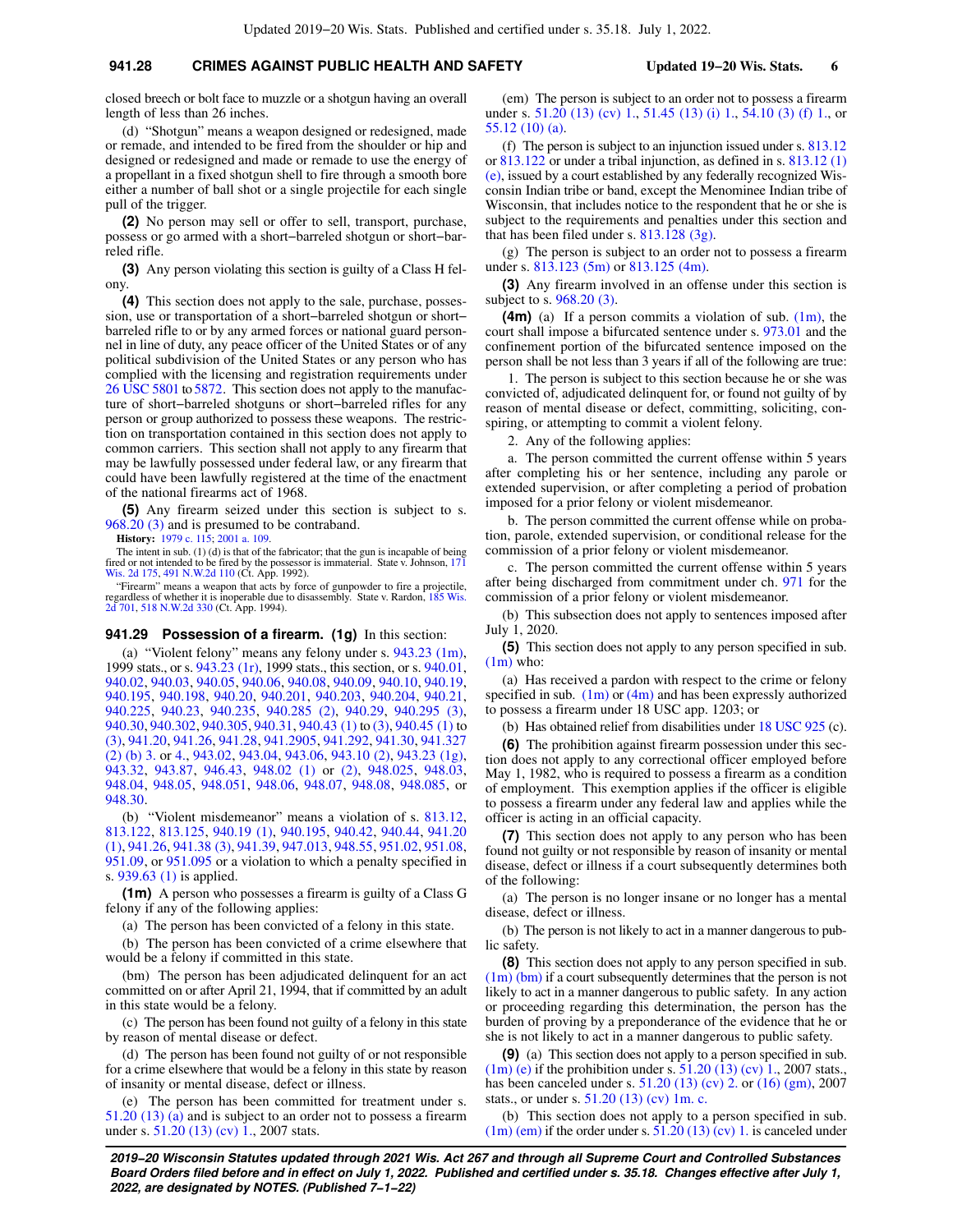closed breech or bolt face to muzzle or a shotgun having an overall length of less than 26 inches.

(d) "Shotgun" means a weapon designed or redesigned, made or remade, and intended to be fired from the shoulder or hip and designed or redesigned and made or remade to use the energy of a propellant in a fixed shotgun shell to fire through a smooth bore either a number of ball shot or a single projectile for each single pull of the trigger.

**(2)** No person may sell or offer to sell, transport, purchase, possess or go armed with a short−barreled shotgun or short−barreled rifle.

**(3)** Any person violating this section is guilty of a Class H felony.

**(4)** This section does not apply to the sale, purchase, possession, use or transportation of a short−barreled shotgun or short−barreled rifle to or by any armed forces or national guard personnel in line of duty, any peace officer of the United States or of any political subdivision of the United States or any person who has complied with the licensing and registration requirements under 26 USC 5801 to 5872. This section does not apply to the manufacture of short−barreled shotguns or short−barreled rifles for any person or group authorized to possess these weapons. The restriction on transportation contained in this section does not apply to common carriers. This section shall not apply to any firearm that may be lawfully possessed under federal law, or any firearm that could have been lawfully registered at the time of the enactment of the national firearms act of 1968.

**(5)** Any firearm seized under this section is subject to s. 968.20 (3) and is presumed to be contraband.

**History:** 1979 c. 115; 2001 a. 109.

The intent in sub. (1) (d) is that of the fabricator; that the gun is incapable of being fired or not intended to be fired by the possessor is immaterial. State v. Johnson, 171 Wis. 2d 175, 491 N.W.2d 110 (Ct. App. 1992).

"Firearm" means a weapon that acts by force of gunpowder to fire a projectile, regardless of whether it is inoperable due to disassembly. State v. Rardon, 185 Wis. 2d 701, 518 N.W.2d 330 (Ct. App. 1994).

**941.29 Possession of a firearm. (1g)** In this section:

(a) "Violent felony" means any felony under s. 943.23 (1m), 1999 stats., or s. 943.23 (1r), 1999 stats., this section, or s. 940.01, 940.02, 940.03, 940.05, 940.06, 940.08, 940.09, 940.10, 940.19, 940.195, 940.198, 940.20, 940.201, 940.203, 940.204, 940.21, 940.225, 940.23, 940.235, 940.285 (2), 940.29, 940.295 (3), 940.30, 940.302, 940.305, 940.31, 940.43 (1) to (3), 940.45 (1) to (3), 941.20, 941.26, 941.28, 941.2905, 941.292, 941.30, 941.327 (2) (b) 3. or 4., 943.02, 943.04, 943.06, 943.10 (2), 943.23 (1g), 943.32, 943.87, 946.43, 948.02 (1) or (2), 948.025, 948.03, 948.04, 948.05, 948.051, 948.06, 948.07, 948.08, 948.085, or 948.30.

(b) "Violent misdemeanor" means a violation of s. 813.12, 813.122, 813.125, 940.19 (1), 940.195, 940.42, 940.44, 941.20 (1), 941.26, 941.38 (3), 941.39, 947.013, 948.55, 951.02, 951.08, 951.09, or 951.095 or a violation to which a penalty specified in s. 939.63 (1) is applied.

**(1m)** A person who possesses a firearm is guilty of a Class G felony if any of the following applies:

(a) The person has been convicted of a felony in this state.

(b) The person has been convicted of a crime elsewhere that would be a felony if committed in this state.

(bm) The person has been adjudicated delinquent for an act committed on or after April 21, 1994, that if committed by an adult in this state would be a felony.

(c) The person has been found not guilty of a felony in this state by reason of mental disease or defect.

(d) The person has been found not guilty of or not responsible for a crime elsewhere that would be a felony in this state by reason of insanity or mental disease, defect or illness.

(e) The person has been committed for treatment under s. 51.20 (13) (a) and is subject to an order not to possess a firearm under s. 51.20 (13) (cv) 1., 2007 stats.

(em) The person is subject to an order not to possess a firearm under s. 51.20 (13) (cv) 1., 51.45 (13) (i) 1., 54.10 (3) (f) 1., or 55.12 (10) (a).

(f) The person is subject to an injunction issued under s. 813.12 or 813.122 or under a tribal injunction, as defined in s. 813.12 (1) (e), issued by a court established by any federally recognized Wisconsin Indian tribe or band, except the Menominee Indian tribe of Wisconsin, that includes notice to the respondent that he or she is subject to the requirements and penalties under this section and that has been filed under s. 813.128 (3g).

(g) The person is subject to an order not to possess a firearm under s. 813.123 (5m) or 813.125 (4m).

**(3)** Any firearm involved in an offense under this section is subject to s. 968.20 (3).

**(4m)** (a) If a person commits a violation of sub. (1m), the court shall impose a bifurcated sentence under s. 973.01 and the confinement portion of the bifurcated sentence imposed on the person shall be not less than 3 years if all of the following are true:

1. The person is subject to this section because he or she was convicted of, adjudicated delinquent for, or found not guilty of by reason of mental disease or defect, committing, soliciting, conspiring, or attempting to commit a violent felony.

2. Any of the following applies:

a. The person committed the current offense within 5 years after completing his or her sentence, including any parole or extended supervision, or after completing a period of probation imposed for a prior felony or violent misdemeanor.

b. The person committed the current offense while on probation, parole, extended supervision, or conditional release for the commission of a prior felony or violent misdemeanor.

c. The person committed the current offense within 5 years after being discharged from commitment under ch. 971 for the commission of a prior felony or violent misdemeanor.

(b) This subsection does not apply to sentences imposed after July 1, 2020.

**(5)** This section does not apply to any person specified in sub. (1m) who:

(a) Has received a pardon with respect to the crime or felony specified in sub. (1m) or (4m) and has been expressly authorized to possess a firearm under 18 USC app. 1203; or

(b) Has obtained relief from disabilities under 18 USC 925 (c).

**(6)** The prohibition against firearm possession under this section does not apply to any correctional officer employed before May 1, 1982, who is required to possess a firearm as a condition of employment. This exemption applies if the officer is eligible to possess a firearm under any federal law and applies while the officer is acting in an official capacity.

**(7)** This section does not apply to any person who has been found not guilty or not responsible by reason of insanity or mental disease, defect or illness if a court subsequently determines both of the following:

(a) The person is no longer insane or no longer has a mental disease, defect or illness.

(b) The person is not likely to act in a manner dangerous to public safety.

**(8)** This section does not apply to any person specified in sub. (1m) (bm) if a court subsequently determines that the person is not likely to act in a manner dangerous to public safety. In any action or proceeding regarding this determination, the person has the burden of proving by a preponderance of the evidence that he or she is not likely to act in a manner dangerous to public safety.

**(9)** (a) This section does not apply to a person specified in sub. (1m) (e) if the prohibition under s. 51.20 (13) (cv) 1., 2007 stats., has been canceled under s. 51.20 (13) (cv) 2. or (16) (gm), 2007 stats., or under s. 51.20 (13) (cv) 1m. c.

(b) This section does not apply to a person specified in sub. (1m) (em) if the order under s. 51.20 (13) (cv) 1. is canceled under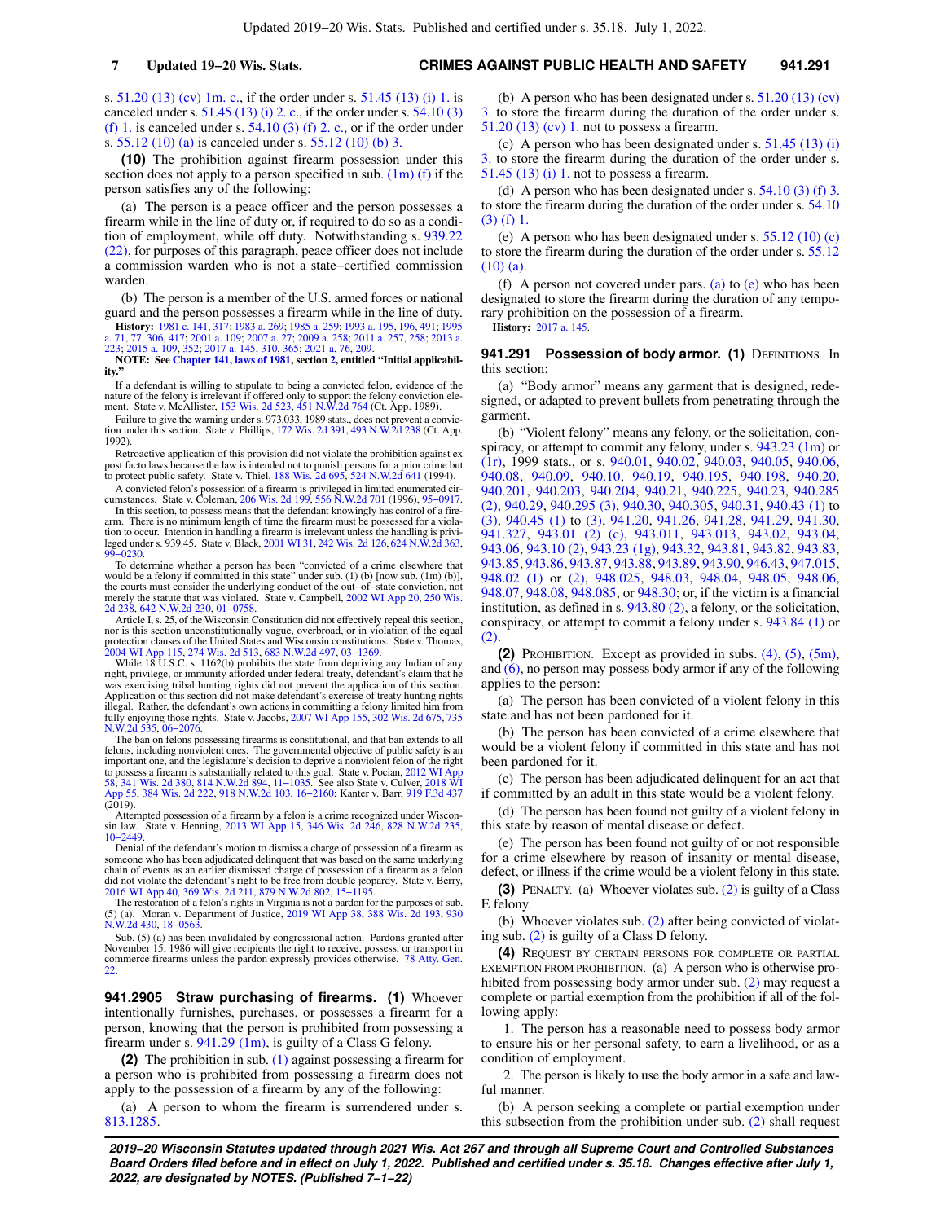s. 51.20 (13) (cv) 1m. c., if the order under s. 51.45 (13) (i) 1. is canceled under s. 51.45 (13) (i) 2. c., if the order under s. 54.10 (3) (f) 1. is canceled under s. 54.10 (3) (f) 2. c., or if the order under s. 55.12 (10) (a) is canceled under s. 55.12 (10) (b) 3.

**(10)** The prohibition against firearm possession under this section does not apply to a person specified in sub. (1m) (f) if the person satisfies any of the following:

(a) The person is a peace officer and the person possesses a firearm while in the line of duty or, if required to do so as a condition of employment, while off duty. Notwithstanding s. 939.22 (22), for purposes of this paragraph, peace officer does not include a commission warden who is not a state−certified commission warden.

(b) The person is a member of the U.S. armed forces or national guard and the person possesses a firearm while in the line of duty.

**History:** 1981 c. 141, 317; 1983 a. 269; 1985 a. 259; 1993 a. 195, 196, 491; 1995 a. 71, 77, 306, 417; 2001 a. 109; 2007 a. 27; 2009 a. 258; 2011 a. 257, 258; 2013 a. 223; 2015 a. 109, 352; 2017 a. 145, 310, 365; 2021 a. 76, 209.

**NOTE: See Chapter 141, laws of 1981, section 2, entitled "Initial applicability."**

If a defendant is willing to stipulate to being a convicted felon, evidence of the nature of the felony is irrelevant if offered only to support the felony conviction element. State v. McAllister, 153 Wis. 2d 523, 451 N.W.2d 764 (Ct. App. 1989).

Failure to give the warning under s. 973.033, 1989 stats., does not prevent a conviction under this section. State v. Phillips, 172 Wis. 2d 391, 493 N.W.2d 238 (Ct. App. 1992).

Retroactive application of this provision did not violate the prohibition against ex post facto laws because the law is intended not to punish persons for a prior crime but to protect public safety. State v. Thiel, 188 Wis. 2d 695, 524 N.W.2d 641 (1994).

A convicted felon's possession of a firearm is privileged in limited enumerated circumstances. State v. Coleman, 206 Wis. 2d 199, 556 N.W.2d 701 (1996), 95−0917.

In this section, to possess means that the defendant knowingly has control of a firearm. There is no minimum length of time the firearm must be possessed for a violation to occur. Intention in handling a firearm is irrelevant unless the handling is privileged under s. 939.45. State v. Black, 2001 WI 31, 242 Wis. 2d 126, 624 N.W.2d 363, 99−0230.

To determine whether a person has been "convicted of a crime elsewhere that would be a felony if committed in this state" under sub. (1) (b) [now sub. (1m) (b)], the courts must consider the underlying conduct of the out−of−state conviction, not merely the statute that was violated. State v. Campbell, 2002 WI App 20, 250 Wis. 2d 238, 642 N.W.2d 230, 01−0758.

Article I, s. 25, of the Wisconsin Constitution did not effectively repeal this section, nor is this section unconstitutionally vague, overbroad, or in violation of the equal protection clauses of the United States and Wisconsin constitutions. State v. Thomas, 2004 WI App 115, 274 Wis. 2d 513, 683 N.W.2d 497, 03−1369.

While 18 U.S.C. s. 1162(b) prohibits the state from depriving any Indian of any right, privilege, or immunity afforded under federal treaty, defendant's claim that he was exercising tribal hunting rights did not prevent the application of this section. Application of this section did not make defendant's exercise of treaty hunting rights illegal. Rather, the defendant's own actions in committing a felony limited him from fully enjoying those rights. State v. Jacobs, 2007 WI App 155, 302 Wis. 2d 675, 735 N.W.2d 535, 06−2076.

The ban on felons possessing firearms is constitutional, and that ban extends to all felons, including nonviolent ones. The governmental objective of public safety is an important one, and the legislature's decision to deprive a nonviolent felon of the right to possess a firearm is substantially related to this goal. State v. Pocian, 2012 WI App 58, 341 Wis. 2d 380, 814 N.W.2d 894, 11−1035. See also State v. Culver, 2018 WI App 55, 384 Wis. 2d 222, 918 N.W.2d 103, 16−2160; Kanter v. Barr, 919 F.3d 437 (2019).

Attempted possession of a firearm by a felon is a crime recognized under Wisconsin law. State v. Henning, 2013 WI App 15, 346 Wis. 2d 246, 828 N.W.2d 235, 10−2449.

Denial of the defendant's motion to dismiss a charge of possession of a firearm as someone who has been adjudicated delinquent that was based on the same underlying chain of events as an earlier dismissed charge of possession of a firearm as a felon did not violate the defendant's right to be free from double jeopardy. State v. Berry, 2016 WI App 40, 369 Wis. 2d 211, 879 N.W.2d 802, 15−1195.

The restoration of a felon's rights in Virginia is not a pardon for the purposes of sub. (5) (a). Moran v. Department of Justice, 2019 WI App 38, 388 Wis. 2d 193, 930 N.W.2d 430, 18−0563.

Sub. (5) (a) has been invalidated by congressional action. Pardons granted after November 15, 1986 will give recipients the right to receive, possess, or transport in commerce firearms unless the pardon expressly provides otherwise. 78 Atty. Gen. 22.

**941.2905 Straw purchasing of firearms. (1)** Whoever intentionally furnishes, purchases, or possesses a firearm for a person, knowing that the person is prohibited from possessing a firearm under s. 941.29 (1m), is guilty of a Class G felony.

**(2)** The prohibition in sub. (1) against possessing a firearm for a person who is prohibited from possessing a firearm does not apply to the possession of a firearm by any of the following:

(a) A person to whom the firearm is surrendered under s. 813.1285.

(b) A person who has been designated under s. 51.20 (13) (cv) 3. to store the firearm during the duration of the order under s. 51.20 (13) (cv) 1. not to possess a firearm.

(c) A person who has been designated under s. 51.45 (13) (i) 3. to store the firearm during the duration of the order under s. 51.45 (13) (i) 1. not to possess a firearm.

(d) A person who has been designated under s. 54.10 (3) (f) 3. to store the firearm during the duration of the order under s. 54.10 (3) (f) 1.

(e) A person who has been designated under s. 55.12 (10) (c) to store the firearm during the duration of the order under s. 55.12 (10) (a).

(f) A person not covered under pars. (a) to (e) who has been designated to store the firearm during the duration of any temporary prohibition on the possession of a firearm.

**History:** 2017 a. 145.

**941.291 Possession of body armor. (1)** DEFINITIONS. In this section:

(a) "Body armor" means any garment that is designed, redesigned, or adapted to prevent bullets from penetrating through the garment.

(b) "Violent felony" means any felony, or the solicitation, conspiracy, or attempt to commit any felony, under s. 943.23 (1m) or (1r), 1999 stats., or s. 940.01, 940.02, 940.03, 940.05, 940.06, 940.08, 940.09, 940.10, 940.19, 940.195, 940.198, 940.20, 940.201, 940.203, 940.204, 940.21, 940.225, 940.23, 940.285 (2), 940.29, 940.295 (3), 940.30, 940.305, 940.31, 940.43 (1) to (3), 940.45 (1) to (3), 941.20, 941.26, 941.28, 941.29, 941.30, 941.327, 943.01 (2) (c), 943.011, 943.013, 943.02, 943.04, 943.06, 943.10 (2), 943.23 (1g), 943.32, 943.81, 943.82, 943.83, 943.85, 943.86, 943.87, 943.88, 943.89, 943.90, 946.43, 947.015, 948.02 (1) or (2), 948.025, 948.03, 948.04, 948.05, 948.06, 948.07, 948.08, 948.085, or 948.30; or, if the victim is a financial institution, as defined in s. 943.80 (2), a felony, or the solicitation, conspiracy, or attempt to commit a felony under s. 943.84 (1) or (2).

**(2)** PROHIBITION. Except as provided in subs. (4), (5), (5m), and (6), no person may possess body armor if any of the following applies to the person:

(a) The person has been convicted of a violent felony in this state and has not been pardoned for it.

(b) The person has been convicted of a crime elsewhere that would be a violent felony if committed in this state and has not been pardoned for it.

(c) The person has been adjudicated delinquent for an act that if committed by an adult in this state would be a violent felony.

(d) The person has been found not guilty of a violent felony in this state by reason of mental disease or defect.

(e) The person has been found not guilty of or not responsible for a crime elsewhere by reason of insanity or mental disease, defect, or illness if the crime would be a violent felony in this state.

**(3)** PENALTY. (a) Whoever violates sub. (2) is guilty of a Class E felony.

(b) Whoever violates sub. (2) after being convicted of violating sub. (2) is guilty of a Class D felony.

**(4)** REQUEST BY CERTAIN PERSONS FOR COMPLETE OR PARTIAL EXEMPTION FROM PROHIBITION. (a) A person who is otherwise prohibited from possessing body armor under sub. (2) may request a complete or partial exemption from the prohibition if all of the following apply:

1. The person has a reasonable need to possess body armor to ensure his or her personal safety, to earn a livelihood, or as a condition of employment.

2. The person is likely to use the body armor in a safe and lawful manner.

(b) A person seeking a complete or partial exemption under this subsection from the prohibition under sub. (2) shall request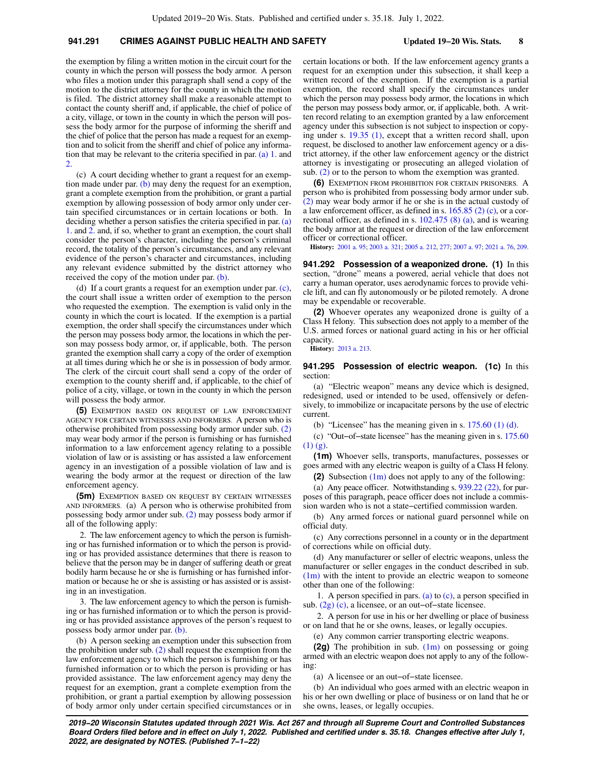the exemption by filing a written motion in the circuit court for the county in which the person will possess the body armor. A person who files a motion under this paragraph shall send a copy of the motion to the district attorney for the county in which the motion is filed. The district attorney shall make a reasonable attempt to contact the county sheriff and, if applicable, the chief of police of a city, village, or town in the county in which the person will possess the body armor for the purpose of informing the sheriff and the chief of police that the person has made a request for an exemption and to solicit from the sheriff and chief of police any information that may be relevant to the criteria specified in par. (a) 1. and 2.

(c) A court deciding whether to grant a request for an exemption made under par. (b) may deny the request for an exemption, grant a complete exemption from the prohibition, or grant a partial exemption by allowing possession of body armor only under certain specified circumstances or in certain locations or both. In deciding whether a person satisfies the criteria specified in par. (a) 1. and 2. and, if so, whether to grant an exemption, the court shall consider the person's character, including the person's criminal record, the totality of the person's circumstances, and any relevant evidence of the person's character and circumstances, including any relevant evidence submitted by the district attorney who received the copy of the motion under par. (b).

(d) If a court grants a request for an exemption under par. (c), the court shall issue a written order of exemption to the person who requested the exemption. The exemption is valid only in the county in which the court is located. If the exemption is a partial exemption, the order shall specify the circumstances under which the person may possess body armor, the locations in which the person may possess body armor, or, if applicable, both. The person granted the exemption shall carry a copy of the order of exemption at all times during which he or she is in possession of body armor. The clerk of the circuit court shall send a copy of the order of exemption to the county sheriff and, if applicable, to the chief of police of a city, village, or town in the county in which the person will possess the body armor.

**(5)** EXEMPTION BASED ON REQUEST OF LAW ENFORCEMENT AGENCY FOR CERTAIN WITNESSES AND INFORMERS. A person who is otherwise prohibited from possessing body armor under sub. (2) may wear body armor if the person is furnishing or has furnished information to a law enforcement agency relating to a possible violation of law or is assisting or has assisted a law enforcement agency in an investigation of a possible violation of law and is wearing the body armor at the request or direction of the law enforcement agency.

**(5m)** EXEMPTION BASED ON REQUEST BY CERTAIN WITNESSES AND INFORMERS. (a) A person who is otherwise prohibited from possessing body armor under sub. (2) may possess body armor if all of the following apply:

2. The law enforcement agency to which the person is furnishing or has furnished information or to which the person is providing or has provided assistance determines that there is reason to believe that the person may be in danger of suffering death or great bodily harm because he or she is furnishing or has furnished information or because he or she is assisting or has assisted or is assisting in an investigation.

3. The law enforcement agency to which the person is furnishing or has furnished information or to which the person is providing or has provided assistance approves of the person's request to possess body armor under par. (b).

(b) A person seeking an exemption under this subsection from the prohibition under sub. (2) shall request the exemption from the law enforcement agency to which the person is furnishing or has furnished information or to which the person is providing or has provided assistance. The law enforcement agency may deny the request for an exemption, grant a complete exemption from the prohibition, or grant a partial exemption by allowing possession of body armor only under certain specified circumstances or in certain locations or both. If the law enforcement agency grants a request for an exemption under this subsection, it shall keep a written record of the exemption. If the exemption is a partial exemption, the record shall specify the circumstances under which the person may possess body armor, the locations in which the person may possess body armor, or, if applicable, both. A written record relating to an exemption granted by a law enforcement agency under this subsection is not subject to inspection or copying under s. 19.35 (1), except that a written record shall, upon request, be disclosed to another law enforcement agency or a district attorney, if the other law enforcement agency or the district attorney is investigating or prosecuting an alleged violation of sub. (2) or to the person to whom the exemption was granted.

**(6)** EXEMPTION FROM PROHIBITION FOR CERTAIN PRISONERS. A person who is prohibited from possessing body armor under sub. (2) may wear body armor if he or she is in the actual custody of a law enforcement officer, as defined in s. 165.85 (2) (c), or a correctional officer, as defined in s. 102.475 (8) (a), and is wearing the body armor at the request or direction of the law enforcement officer or correctional officer.

**History:** 2001 a. 95; 2003 a. 321; 2005 a. 212, 277; 2007 a. 97; 2021 a. 76, 209.

**941.292 Possession of a weaponized drone.** **(1)** In this section, "drone" means a powered, aerial vehicle that does not carry a human operator, uses aerodynamic forces to provide vehicle lift, and can fly autonomously or be piloted remotely. A drone may be expendable or recoverable.

**(2)** Whoever operates any weaponized drone is guilty of a Class H felony. This subsection does not apply to a member of the U.S. armed forces or national guard acting in his or her official capacity.

**History:** 2013 a. 213.

**941.295 Possession of electric weapon.** **(1c)** In this section:

(a) "Electric weapon" means any device which is designed, redesigned, used or intended to be used, offensively or defensively, to immobilize or incapacitate persons by the use of electric current.

(b) "Licensee" has the meaning given in s. 175.60 (1) (d).

(c) "Out-of-state licensee" has the meaning given in s. 175.60 (1) (g).

**(1m)** Whoever sells, transports, manufactures, possesses or goes armed with any electric weapon is guilty of a Class H felony.

**(2)** Subsection (1m) does not apply to any of the following:

(a) Any peace officer. Notwithstanding s. 939.22 (22), for purposes of this paragraph, peace officer does not include a commission warden who is not a state-certified commission warden.

(b) Any armed forces or national guard personnel while on official duty.

(c) Any corrections personnel in a county or in the department of corrections while on official duty.

(d) Any manufacturer or seller of electric weapons, unless the manufacturer or seller engages in the conduct described in sub. (1m) with the intent to provide an electric weapon to someone other than one of the following:

1. A person specified in pars. (a) to (c), a person specified in sub. (2g) (c), a licensee, or an out-of-state licensee.

2. A person for use in his or her dwelling or place of business or on land that he or she owns, leases, or legally occupies.

(e) Any common carrier transporting electric weapons.

**(2g)** The prohibition in sub. (1m) on possessing or going armed with an electric weapon does not apply to any of the following:

(a) A licensee or an out-of-state licensee.

(b) An individual who goes armed with an electric weapon in his or her own dwelling or place of business or on land that he or she owns, leases, or legally occupies.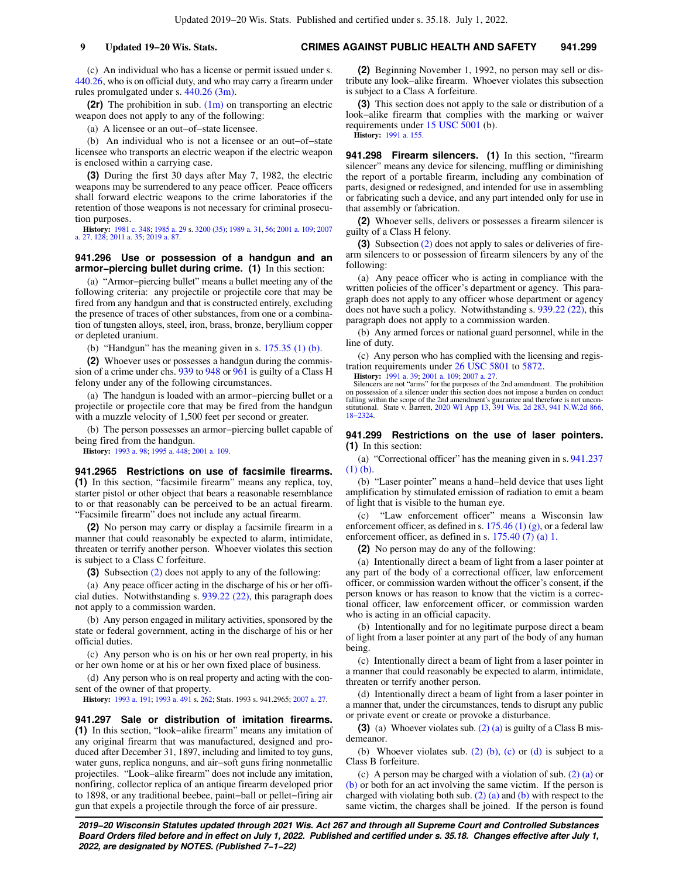(c) An individual who has a license or permit issued under s. 440.26, who is on official duty, and who may carry a firearm under rules promulgated under s. 440.26 (3m).

**(2r)** The prohibition in sub. (1m) on transporting an electric weapon does not apply to any of the following:

(a) A licensee or an out−of−state licensee.

(b) An individual who is not a licensee or an out−of−state licensee who transports an electric weapon if the electric weapon is enclosed within a carrying case.

**(3)** During the first 30 days after May 7, 1982, the electric weapons may be surrendered to any peace officer. Peace officers shall forward electric weapons to the crime laboratories if the retention of those weapons is not necessary for criminal prosecution purposes.

**History:** 1981 c. 348; 1985 a. 29 s. 3200 (35); 1989 a. 31, 56; 2001 a. 109; 2007 a. 27, 128; 2011 a. 35; 2019 a. 87.

**941.296 Use or possession of a handgun and an armor−piercing bullet during crime. (1)** In this section:

(a) "Armor−piercing bullet" means a bullet meeting any of the following criteria: any projectile or projectile core that may be fired from any handgun and that is constructed entirely, excluding the presence of traces of other substances, from one or a combination of tungsten alloys, steel, iron, brass, bronze, beryllium copper or depleted uranium.

(b) "Handgun" has the meaning given in s. 175.35 (1) (b).

**(2)** Whoever uses or possesses a handgun during the commission of a crime under chs. 939 to 948 or 961 is guilty of a Class H felony under any of the following circumstances:

(a) The handgun is loaded with an armor−piercing bullet or a projectile or projectile core that may be fired from the handgun with a muzzle velocity of 1,500 feet per second or greater.

(b) The person possesses an armor−piercing bullet capable of being fired from the handgun.

**History:** 1993 a. 98; 1995 a. 448; 2001 a. 109.

**941.2965 Restrictions on use of facsimile firearms. (1)** In this section, "facsimile firearm" means any replica, toy, starter pistol or other object that bears a reasonable resemblance to or that reasonably can be perceived to be an actual firearm. "Facsimile firearm" does not include any actual firearm.

**(2)** No person may carry or display a facsimile firearm in a manner that could reasonably be expected to alarm, intimidate, threaten or terrify another person. Whoever violates this section is subject to a Class C forfeiture.

**(3)** Subsection (2) does not apply to any of the following:

(a) Any peace officer acting in the discharge of his or her official duties. Notwithstanding s. 939.22 (22), this paragraph does not apply to a commission warden.

(b) Any person engaged in military activities, sponsored by the state or federal government, acting in the discharge of his or her official duties.

(c) Any person who is on his or her own real property, in his or her own home or at his or her own fixed place of business.

(d) Any person who is on real property and acting with the consent of the owner of that property.

**History:** 1993 a. 191; 1993 a. 491 s. 262; Stats. 1993 s. 941.2965; 2007 a. 27.

**941.297 Sale or distribution of imitation firearms. (1)** In this section, "look−alike firearm" means any imitation of any original firearm that was manufactured, designed and produced after December 31, 1897, including and limited to toy guns, water guns, replica nonguns, and air−soft guns firing nonmetallic projectiles. "Look−alike firearm" does not include any imitation, nonfiring, collector replica of an antique firearm developed prior to 1898, or any traditional beebee, paint−ball or pellet−firing air gun that expels a projectile through the force of air pressure.

**(2)** Beginning November 1, 1992, no person may sell or distribute any look−alike firearm. Whoever violates this subsection is subject to a Class A forfeiture.

**(3)** This section does not apply to the sale or distribution of a look−alike firearm that complies with the marking or waiver requirements under 15 USC 5001 (b).

**History:** 1991 a. 155.

**941.298 Firearm silencers. (1)** In this section, "firearm silencer" means any device for silencing, muffling or diminishing the report of a portable firearm, including any combination of parts, designed or redesigned, and intended for use in assembling or fabricating such a device, and any part intended only for use in that assembly or fabrication.

**(2)** Whoever sells, delivers or possesses a firearm silencer is guilty of a Class H felony.

**(3)** Subsection (2) does not apply to sales or deliveries of firearm silencers to or possession of firearm silencers by any of the following:

(a) Any peace officer who is acting in compliance with the written policies of the officer's department or agency. This paragraph does not apply to any officer whose department or agency does not have such a policy. Notwithstanding s. 939.22 (22), this paragraph does not apply to a commission warden.

(b) Any armed forces or national guard personnel, while in the line of duty.

(c) Any person who has complied with the licensing and registration requirements under 26 USC 5801 to 5872.

**History:** 1991 a. 39; 2001 a. 109; 2007 a. 27.

Silencers are not "arms" for the purposes of the 2nd amendment. The prohibition on possession of a silencer under this section does not impose a burden on conduct falling within the scope of the 2nd amendment's guarantee and therefore is not unconstitutional. State v. Barrett, 2020 WI App 13, 391 Wis. 2d 283, 941 N.W.2d 866, 18−2324.

**941.299 Restrictions on the use of laser pointers. (1)** In this section:

(a) "Correctional officer" has the meaning given in s. 941.237 (1) (b).

(b) "Laser pointer" means a hand−held device that uses light amplification by stimulated emission of radiation to emit a beam of light that is visible to the human eye.

(c) "Law enforcement officer" means a Wisconsin law enforcement officer, as defined in s. 175.46 (1) (g), or a federal law enforcement officer, as defined in s. 175.40 (7) (a) 1.

**(2)** No person may do any of the following:

(a) Intentionally direct a beam of light from a laser pointer at any part of the body of a correctional officer, law enforcement officer, or commission warden without the officer's consent, if the person knows or has reason to know that the victim is a correctional officer, law enforcement officer, or commission warden who is acting in an official capacity.

(b) Intentionally and for no legitimate purpose direct a beam of light from a laser pointer at any part of the body of any human being.

(c) Intentionally direct a beam of light from a laser pointer in a manner that could reasonably be expected to alarm, intimidate, threaten or terrify another person.

(d) Intentionally direct a beam of light from a laser pointer in a manner that, under the circumstances, tends to disrupt any public or private event or create or provoke a disturbance.

**(3)** (a) Whoever violates sub. (2) (a) is guilty of a Class B misdemeanor.

(b) Whoever violates sub. (2) (b), (c) or (d) is subject to a Class B forfeiture.

(c) A person may be charged with a violation of sub. (2) (a) or (b) or both for an act involving the same victim. If the person is charged with violating both sub. (2) (a) and (b) with respect to the same victim, the charges shall be joined. If the person is found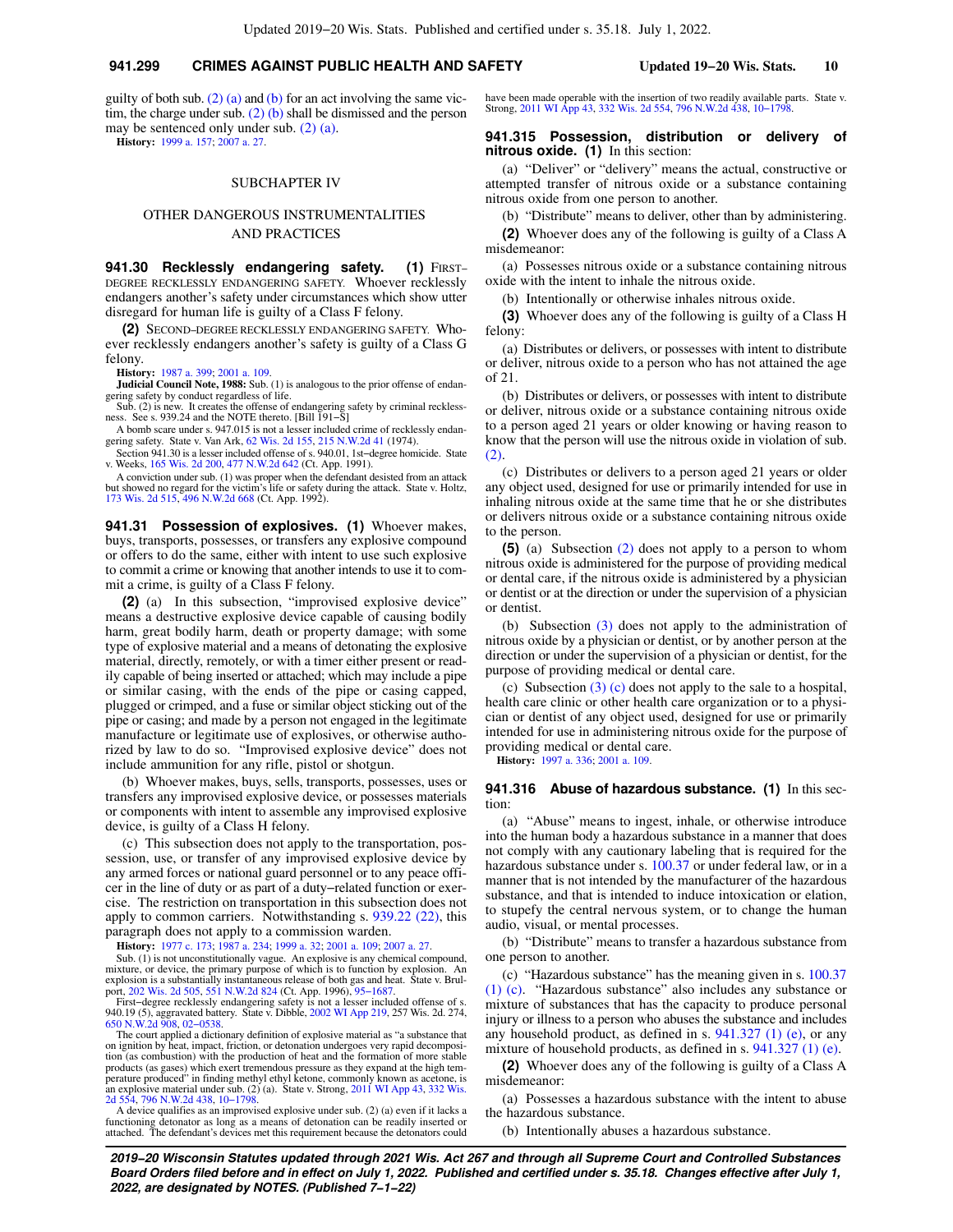guilty of both sub. (2) (a) and (b) for an act involving the same victim, the charge under sub. (2) (b) shall be dismissed and the person may be sentenced only under sub. (2) (a).

**History:** 1999 a. 157; 2007 a. 27.

## SUBCHAPTER IV

## OTHER DANGEROUS INSTRUMENTALITIES AND PRACTICES

**941.30 Recklessly endangering safety. (1)** FIRST–DEGREE RECKLESSLY ENDANGERING SAFETY. Whoever recklessly endangers another's safety under circumstances which show utter disregard for human life is guilty of a Class F felony.

**(2)** SECOND–DEGREE RECKLESSLY ENDANGERING SAFETY. Whoever recklessly endangers another's safety is guilty of a Class G felony.

**History:** 1987 a. 399; 2001 a. 109.

**Judicial Council Note, 1988:** Sub. (1) is analogous to the prior offense of endangering safety by conduct regardless of life.

Sub. (2) is new. It creates the offense of endangering safety by criminal recklessness. See s. 939.24 and the NOTE thereto. [Bill 191–S]

A bomb scare under s. 947.015 is not a lesser included crime of recklessly endangering safety. State v. Van Ark, 62 Wis. 2d 155, 215 N.W.2d 41 (1974).

Section 941.30 is a lesser included offense of s. 940.01, 1st–degree homicide. State v. Weeks, 165 Wis. 2d 200, 477 N.W.2d 642 (Ct. App. 1991).

A conviction under sub. (1) was proper when the defendant desisted from an attack but showed no regard for the victim's life or safety during the attack. State v. Holtz, 173 Wis. 2d 515, 496 N.W.2d 668 (Ct. App. 1992).

**941.31 Possession of explosives. (1)** Whoever makes, buys, transports, possesses, or transfers any explosive compound or offers to do the same, either with intent to use such explosive to commit a crime or knowing that another intends to use it to commit a crime, is guilty of a Class F felony.

**(2)** (a) In this subsection, "improvised explosive device" means a destructive explosive device capable of causing bodily harm, great bodily harm, death or property damage; with some type of explosive material and a means of detonating the explosive material, directly, remotely, or with a timer either present or readily capable of being inserted or attached; which may include a pipe or similar casing, with the ends of the pipe or casing capped, plugged or crimped, and a fuse or similar object sticking out of the pipe or casing; and made by a person not engaged in the legitimate manufacture or legitimate use of explosives, or otherwise authorized by law to do so. "Improvised explosive device" does not include ammunition for any rifle, pistol or shotgun.

(b) Whoever makes, buys, sells, transports, possesses, uses or transfers any improvised explosive device, or possesses materials or components with intent to assemble any improvised explosive device, is guilty of a Class H felony.

(c) This subsection does not apply to the transportation, possession, use, or transfer of any improvised explosive device by any armed forces or national guard personnel or to any peace officer in the line of duty or as part of a duty–related function or exercise. The restriction on transportation in this subsection does not apply to common carriers. Notwithstanding s. 939.22 (22), this paragraph does not apply to a commission warden.

**History:** 1977 c. 173; 1987 a. 234; 1999 a. 32; 2001 a. 109; 2007 a. 27.

Sub. (1) is not unconstitutionally vague. An explosive is any chemical compound, mixture, or device, the primary purpose of which is to function by explosion. An explosion is a substantially instantaneous release of both gas and heat. State v. Brulport, 202 Wis. 2d 505, 551 N.W.2d 824 (Ct. App. 1996), 95–1687.

First–degree recklessly endangering safety is not a lesser included offense of s. 940.19 (5), aggravated battery. State v. Dibble, 2002 WI App 219, 257 Wis. 2d 274, 650 N.W.2d 908, 02–0538.

The court applied a dictionary definition of explosive material as "a substance that on ignition by heat, impact, friction, or detonation undergoes very rapid decomposition (as combustion) with the production of heat and the formation of more stable products (as gases) which exert tremendous pressure as they expand at the high temperature produced" in finding methyl ethyl ketone, commonly known as acetone, is an explosive material under sub. (2) (a). State v. Strong, 2011 WI App 43, 332 Wis. 2d 554, 796 N.W.2d 438, 10–1798.

A device qualifies as an improvised explosive under sub. (2) (a) even if it lacks a functioning detonator as long as a means of detonation can be readily inserted or attached. The defendant's devices met this requirement because the detonators could have been made operable with the insertion of two readily available parts. State v. Strong, 2011 WI App 43, 332 Wis. 2d 554, 796 N.W.2d 438, 10–1798.

**941.315 Possession, distribution or delivery of nitrous oxide. (1)** In this section:

(a) "Deliver" or "delivery" means the actual, constructive or attempted transfer of nitrous oxide or a substance containing nitrous oxide from one person to another.

(b) "Distribute" means to deliver, other than by administering.

**(2)** Whoever does any of the following is guilty of a Class A misdemeanor:

(a) Possesses nitrous oxide or a substance containing nitrous oxide with the intent to inhale the nitrous oxide.

(b) Intentionally or otherwise inhales nitrous oxide.

**(3)** Whoever does any of the following is guilty of a Class H felony:

(a) Distributes or delivers, or possesses with intent to distribute or deliver, nitrous oxide to a person who has not attained the age of 21.

(b) Distributes or delivers, or possesses with intent to distribute or deliver, nitrous oxide or a substance containing nitrous oxide to a person aged 21 years or older knowing or having reason to know that the person will use the nitrous oxide in violation of sub. (2).

(c) Distributes or delivers to a person aged 21 years or older any object used, designed for use or primarily intended for use in inhaling nitrous oxide at the same time that he or she distributes or delivers nitrous oxide or a substance containing nitrous oxide to the person.

**(5)** (a) Subsection (2) does not apply to a person to whom nitrous oxide is administered for the purpose of providing medical or dental care, if the nitrous oxide is administered by a physician or dentist or at the direction or under the supervision of a physician or dentist.

(b) Subsection (3) does not apply to the administration of nitrous oxide by a physician or dentist, or by another person at the direction or under the supervision of a physician or dentist, for the purpose of providing medical or dental care.

(c) Subsection (3) (c) does not apply to the sale to a hospital, health care clinic or other health care organization or to a physician or dentist of any object used, designed for use or primarily intended for use in administering nitrous oxide for the purpose of providing medical or dental care.

**History:** 1997 a. 336; 2001 a. 109.

**941.316 Abuse of hazardous substance. (1)** In this section:

(a) "Abuse" means to ingest, inhale, or otherwise introduce into the human body a hazardous substance in a manner that does not comply with any cautionary labeling that is required for the hazardous substance under s. 100.37 or under federal law, or in a manner that is not intended by the manufacturer of the hazardous substance, and that is intended to induce intoxication or elation, to stupefy the central nervous system, or to change the human audio, visual, or mental processes.

(b) "Distribute" means to transfer a hazardous substance from one person to another.

(c) "Hazardous substance" has the meaning given in s. 100.37 (1) (c). "Hazardous substance" also includes any substance or mixture of substances that has the capacity to produce personal injury or illness to a person who abuses the substance and includes any household product, as defined in s. 941.327 (1) (e), or any mixture of household products, as defined in s. 941.327 (1) (e).

**(2)** Whoever does any of the following is guilty of a Class A misdemeanor:

(a) Possesses a hazardous substance with the intent to abuse the hazardous substance.

(b) Intentionally abuses a hazardous substance.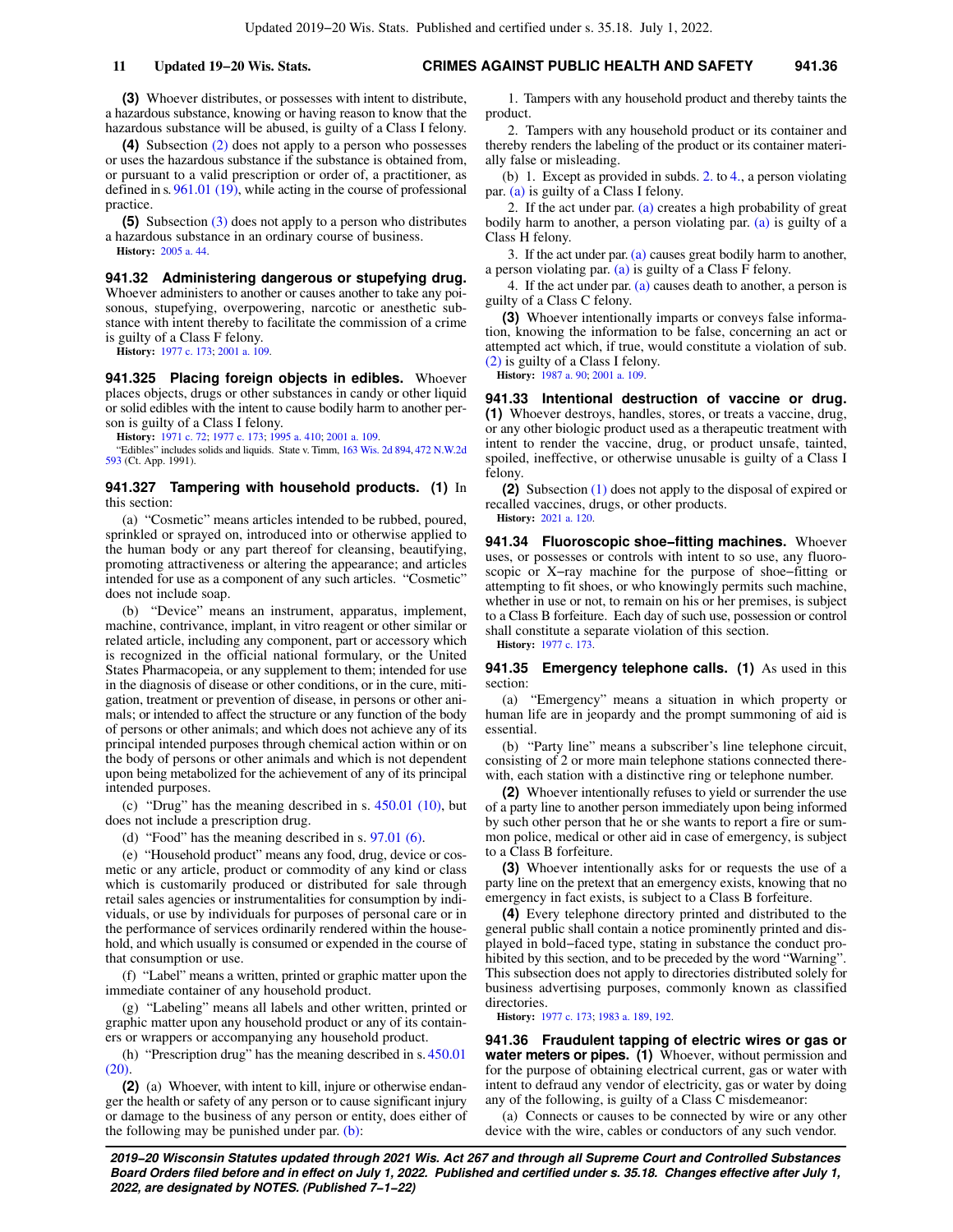**(3)** Whoever distributes, or possesses with intent to distribute, a hazardous substance, knowing or having reason to know that the hazardous substance will be abused, is guilty of a Class I felony.

**(4)** Subsection (2) does not apply to a person who possesses or uses the hazardous substance if the substance is obtained from, or pursuant to a valid prescription or order of, a practitioner, as defined in s. 961.01 (19), while acting in the course of professional practice.

**(5)** Subsection (3) does not apply to a person who distributes a hazardous substance in an ordinary course of business.

**History:** 2005 a. 44.

**941.32 Administering dangerous or stupefying drug.** Whoever administers to another or causes another to take any poisonous, stupefying, overpowering, narcotic or anesthetic substance with intent thereby to facilitate the commission of a crime is guilty of a Class F felony.

**History:** 1977 c. 173; 2001 a. 109.

**941.325 Placing foreign objects in edibles.** Whoever places objects, drugs or other substances in candy or other liquid or solid edibles with the intent to cause bodily harm to another person is guilty of a Class I felony.

**History:** 1971 c. 72; 1977 c. 173; 1995 a. 410; 2001 a. 109.

"Edibles" includes solids and liquids. State v. Timm, 163 Wis. 2d 894, 472 N.W.2d 593 (Ct. App. 1991).

**941.327 Tampering with household products. (1)** In this section:

(a) "Cosmetic" means articles intended to be rubbed, poured, sprinkled or sprayed on, introduced into or otherwise applied to the human body or any part thereof for cleansing, beautifying, promoting attractiveness or altering the appearance; and articles intended for use as a component of any such articles. "Cosmetic" does not include soap.

(b) "Device" means an instrument, apparatus, implement, machine, contrivance, implant, in vitro reagent or other similar or related article, including any component, part or accessory which is recognized in the official national formulary, or the United States Pharmacopeia, or any supplement to them; intended for use in the diagnosis of disease or other conditions, or in the cure, mitigation, treatment or prevention of disease, in persons or other animals; or intended to affect the structure or any function of the body of persons or other animals; and which does not achieve any of its principal intended purposes through chemical action within or on the body of persons or other animals and which is not dependent upon being metabolized for the achievement of any of its principal intended purposes.

(c) "Drug" has the meaning described in s. 450.01 (10), but does not include a prescription drug.

(d) "Food" has the meaning described in s. 97.01 (6).

(e) "Household product" means any food, drug, device or cosmetic or any article, product or commodity of any kind or class which is customarily produced or distributed for sale through retail sales agencies or instrumentalities for consumption by individuals, or use by individuals for purposes of personal care or in the performance of services ordinarily rendered within the household, and which usually is consumed or expended in the course of that consumption or use.

(f) "Label" means a written, printed or graphic matter upon the immediate container of any household product.

(g) "Labeling" means all labels and other written, printed or graphic matter upon any household product or any of its containers or wrappers or accompanying any household product.

(h) "Prescription drug" has the meaning described in s. 450.01 (20).

**(2)** (a) Whoever, with intent to kill, injure or otherwise endanger the health or safety of any person or to cause significant injury or damage to the business of any person or entity, does either of the following may be punished under par. (b):

1. Tampers with any household product and thereby taints the product.

2. Tampers with any household product or its container and thereby renders the labeling of the product or its container materially false or misleading.

(b) 1. Except as provided in subds. 2. to 4., a person violating par. (a) is guilty of a Class I felony.

2. If the act under par. (a) creates a high probability of great bodily harm to another, a person violating par. (a) is guilty of a Class H felony.

3. If the act under par. (a) causes great bodily harm to another, a person violating par. (a) is guilty of a Class F felony.

4. If the act under par. (a) causes death to another, a person is guilty of a Class C felony.

**(3)** Whoever intentionally imparts or conveys false information, knowing the information to be false, concerning an act or attempted act which, if true, would constitute a violation of sub. (2) is guilty of a Class I felony.

**History:** 1987 a. 90; 2001 a. 109.

**941.33 Intentional destruction of vaccine or drug. (1)** Whoever destroys, handles, stores, or treats a vaccine, drug, or any other biologic product used as a therapeutic treatment with intent to render the vaccine, drug, or product unsafe, tainted, spoiled, ineffective, or otherwise unusable is guilty of a Class I felony.

**(2)** Subsection (1) does not apply to the disposal of expired or recalled vaccines, drugs, or other products.

**History:** 2021 a. 120.

**941.34 Fluoroscopic shoe-fitting machines.** Whoever uses, or possesses or controls with intent to so use, any fluoroscopic or X-ray machine for the purpose of shoe-fitting or attempting to fit shoes, or who knowingly permits such machine, whether in use or not, to remain on his or her premises, is subject to a Class B forfeiture. Each day of such use, possession or control shall constitute a separate violation of this section.

**History:** 1977 c. 173.

**941.35 Emergency telephone calls. (1)** As used in this section:

(a) "Emergency" means a situation in which property or human life are in jeopardy and the prompt summoning of aid is essential.

(b) "Party line" means a subscriber's line telephone circuit, consisting of 2 or more main telephone stations connected therewith, each station with a distinctive ring or telephone number.

**(2)** Whoever intentionally refuses to yield or surrender the use of a party line to another person immediately upon being informed by such other person that he or she wants to report a fire or summon police, medical or other aid in case of emergency, is subject to a Class B forfeiture.

**(3)** Whoever intentionally asks for or requests the use of a party line on the pretext that an emergency exists, knowing that no emergency in fact exists, is subject to a Class B forfeiture.

**(4)** Every telephone directory printed and distributed to the general public shall contain a notice prominently printed and displayed in bold-faced type, stating in substance the conduct prohibited by this section, and to be preceded by the word "Warning". This subsection does not apply to directories distributed solely for business advertising purposes, commonly known as classified directories.

**History:** 1977 c. 173; 1983 a. 189, 192.

**941.36 Fraudulent tapping of electric wires or gas or water meters or pipes. (1)** Whoever, without permission and for the purpose of obtaining electrical current, gas or water with intent to defraud any vendor of electricity, gas or water by doing any of the following, is guilty of a Class C misdemeanor:

(a) Connects or causes to be connected by wire or any other device with the wire, cables or conductors of any such vendor.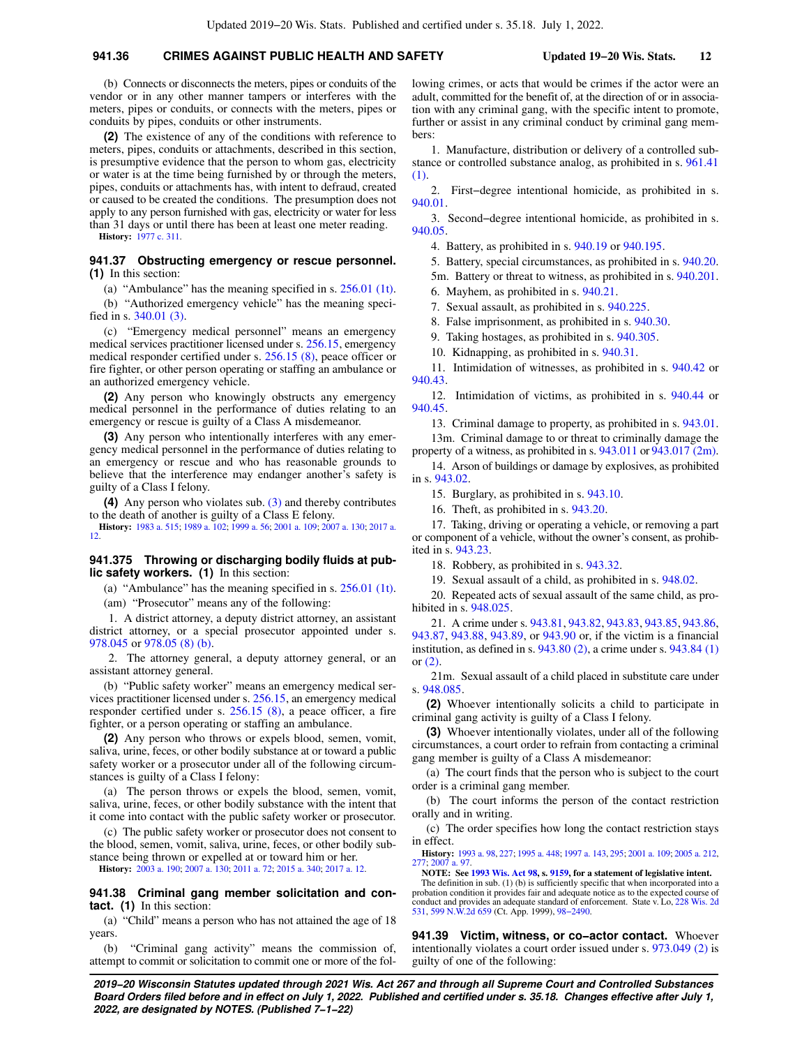(b) Connects or disconnects the meters, pipes or conduits of the vendor or in any other manner tampers or interferes with the meters, pipes or conduits, or connects with the meters, pipes or conduits by pipes, conduits or other instruments.

**(2)** The existence of any of the conditions with reference to meters, pipes, conduits or attachments, described in this section, is presumptive evidence that the person to whom gas, electricity or water is at the time being furnished by or through the meters, pipes, conduits or attachments has, with intent to defraud, created or caused to be created the conditions. The presumption does not apply to any person furnished with gas, electricity or water for less than 31 days or until there has been at least one meter reading.

**History:** 1977 c. 311.

**941.37 Obstructing emergency or rescue personnel.** **(1)** In this section:

(a) "Ambulance" has the meaning specified in s. 256.01 (1t).

(b) "Authorized emergency vehicle" has the meaning specified in s. 340.01 (3).

(c) "Emergency medical personnel" means an emergency medical services practitioner licensed under s. 256.15, emergency medical responder certified under s. 256.15 (8), peace officer or fire fighter, or other person operating or staffing an ambulance or an authorized emergency vehicle.

**(2)** Any person who knowingly obstructs any emergency medical personnel in the performance of duties relating to an emergency or rescue is guilty of a Class A misdemeanor.

**(3)** Any person who intentionally interferes with any emergency medical personnel in the performance of duties relating to an emergency or rescue and who has reasonable grounds to believe that the interference may endanger another's safety is guilty of a Class I felony.

**(4)** Any person who violates sub. (3) and thereby contributes to the death of another is guilty of a Class E felony.

**History:** 1983 a. 515; 1989 a. 102; 1999 a. 56; 2001 a. 109; 2007 a. 130; 2017 a. 12.

**941.375 Throwing or discharging bodily fluids at public safety workers.** **(1)** In this section:

(a) "Ambulance" has the meaning specified in s. 256.01 (1t).

(am) "Prosecutor" means any of the following:

1. A district attorney, a deputy district attorney, an assistant district attorney, or a special prosecutor appointed under s. 978.045 or 978.05 (8) (b).

2. The attorney general, a deputy attorney general, or an assistant attorney general.

(b) "Public safety worker" means an emergency medical services practitioner licensed under s. 256.15, an emergency medical responder certified under s. 256.15 (8), a peace officer, a fire fighter, or a person operating or staffing an ambulance.

**(2)** Any person who throws or expels blood, semen, vomit, saliva, urine, feces, or other bodily substance at or toward a public safety worker or a prosecutor under all of the following circumstances is guilty of a Class I felony:

(a) The person throws or expels the blood, semen, vomit, saliva, urine, feces, or other bodily substance with the intent that it come into contact with the public safety worker or prosecutor.

(c) The public safety worker or prosecutor does not consent to the blood, semen, vomit, saliva, urine, feces, or other bodily substance being thrown or expelled at or toward him or her.

**History:** 2003 a. 190; 2007 a. 130; 2011 a. 72; 2015 a. 340; 2017 a. 12.

**941.38 Criminal gang member solicitation and contact.** **(1)** In this section:

(a) "Child" means a person who has not attained the age of 18 years.

(b) "Criminal gang activity" means the commission of, attempt to commit or solicitation to commit one or more of the following crimes, or acts that would be crimes if the actor were an adult, committed for the benefit of, at the direction of or in association with any criminal gang, with the specific intent to promote, further or assist in any criminal conduct by criminal gang members:

1. Manufacture, distribution or delivery of a controlled substance or controlled substance analog, as prohibited in s. 961.41 (1).

2. First-degree intentional homicide, as prohibited in s. 940.01.

3. Second-degree intentional homicide, as prohibited in s. 940.05.

4. Battery, as prohibited in s. 940.19 or 940.195.

5. Battery, special circumstances, as prohibited in s. 940.20.

5m. Battery or threat to witness, as prohibited in s. 940.201.

6. Mayhem, as prohibited in s. 940.21.

7. Sexual assault, as prohibited in s. 940.225.

8. False imprisonment, as prohibited in s. 940.30.

9. Taking hostages, as prohibited in s. 940.305.

10. Kidnapping, as prohibited in s. 940.31.

11. Intimidation of witnesses, as prohibited in s. 940.42 or 940.43.

12. Intimidation of victims, as prohibited in s. 940.44 or 940.45.

13. Criminal damage to property, as prohibited in s. 943.01.

13m. Criminal damage to or threat to criminally damage the property of a witness, as prohibited in s. 943.011 or 943.017 (2m).

14. Arson of buildings or damage by explosives, as prohibited in s. 943.02.

15. Burglary, as prohibited in s. 943.10.

16. Theft, as prohibited in s. 943.20.

17. Taking, driving or operating a vehicle, or removing a part or component of a vehicle, without the owner's consent, as prohibited in s. 943.23.

18. Robbery, as prohibited in s. 943.32.

19. Sexual assault of a child, as prohibited in s. 948.02.

20. Repeated acts of sexual assault of the same child, as prohibited in s. 948.025.

21. A crime under s. 943.81, 943.82, 943.83, 943.85, 943.86, 943.87, 943.88, 943.89, or 943.90 or, if the victim is a financial institution, as defined in s. 943.80 (2), a crime under s. 943.84 (1) or (2).

21m. Sexual assault of a child placed in substitute care under s. 948.085.

**(2)** Whoever intentionally solicits a child to participate in criminal gang activity is guilty of a Class I felony.

**(3)** Whoever intentionally violates, under all of the following circumstances, a court order to refrain from contacting a criminal gang member is guilty of a Class A misdemeanor:

(a) The court finds that the person who is subject to the court order is a criminal gang member.

(b) The court informs the person of the contact restriction orally and in writing.

(c) The order specifies how long the contact restriction stays in effect.

**History:** 1993 a. 98, 227; 1995 a. 448; 1997 a. 143, 295; 2001 a. 109; 2005 a. 212, 277; 2007 a. 97.

**NOTE: See 1993 Wis. Act 98, s. 9159, for a statement of legislative intent.**

The definition in sub. (1) (b) is sufficiently specific that when incorporated into a probation condition it provides fair and adequate notice as to the expected course of conduct and provides an adequate standard of enforcement. State v. Lo, 228 Wis. 2d 531, 599 N.W.2d 659 (Ct. App. 1999), 98-2490.

**941.39 Victim, witness, or co-actor contact.** Whoever intentionally violates a court order issued under s. 973.049 (2) is guilty of one of the following: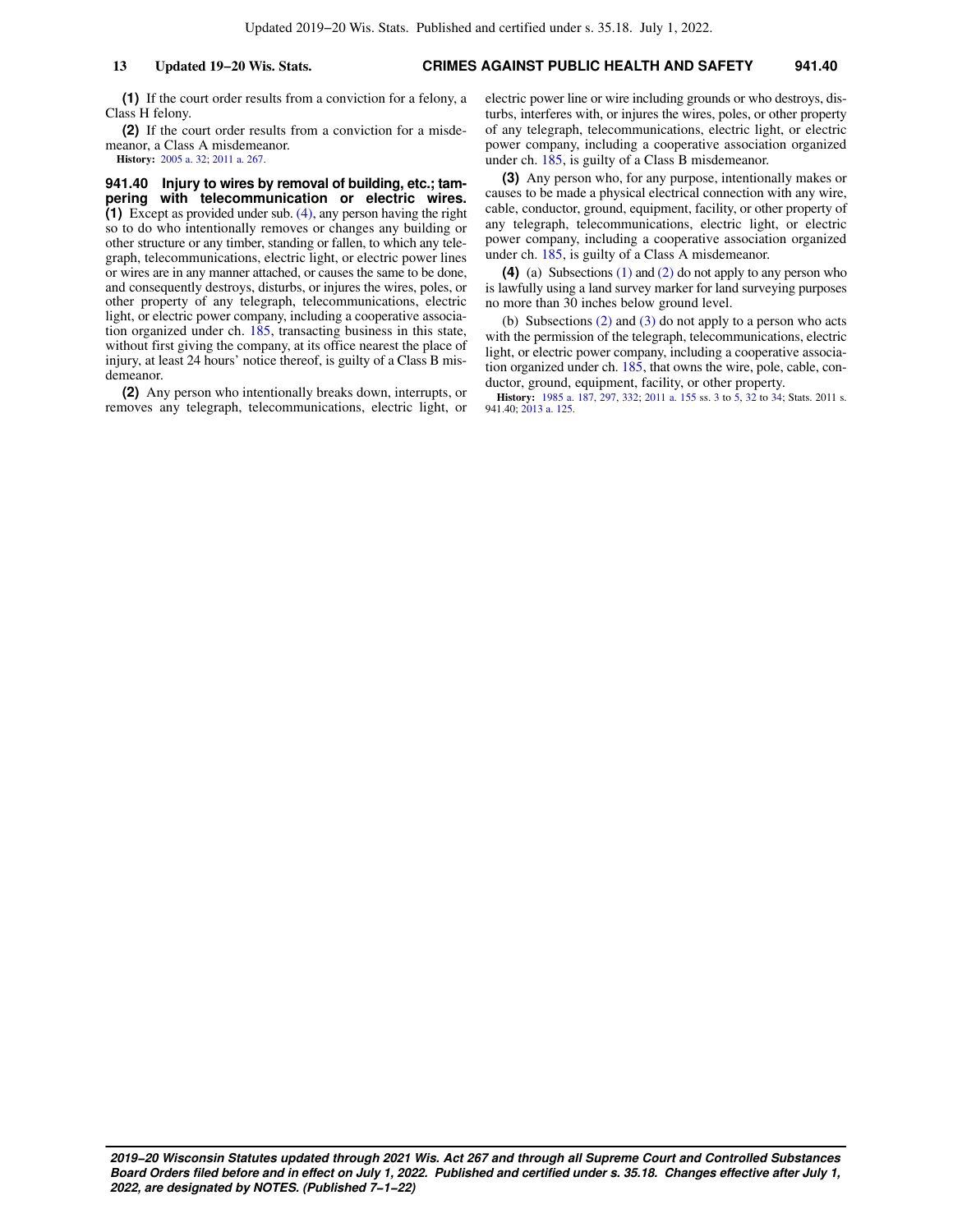**(1)** If the court order results from a conviction for a felony, a Class H felony.

**(2)** If the court order results from a conviction for a misdemeanor, a Class A misdemeanor.

**History:** 2005 a. 32; 2011 a. 267.

**941.40 Injury to wires by removal of building, etc.; tampering with telecommunication or electric wires.** **(1)** Except as provided under sub. (4), any person having the right so to do who intentionally removes or changes any building or other structure or any timber, standing or fallen, to which any telegraph, telecommunications, electric light, or electric power lines or wires are in any manner attached, or causes the same to be done, and consequently destroys, disturbs, or injures the wires, poles, or other property of any telegraph, telecommunications, electric light, or electric power company, including a cooperative association organized under ch. 185, transacting business in this state, without first giving the company, at its office nearest the place of injury, at least 24 hours' notice thereof, is guilty of a Class B misdemeanor.

**(2)** Any person who intentionally breaks down, interrupts, or removes any telegraph, telecommunications, electric light, or electric power line or wire including grounds or who destroys, disturbs, interferes with, or injures the wires, poles, or other property of any telegraph, telecommunications, electric light, or electric power company, including a cooperative association organized under ch. 185, is guilty of a Class B misdemeanor.

**(3)** Any person who, for any purpose, intentionally makes or causes to be made a physical electrical connection with any wire, cable, conductor, ground, equipment, facility, or other property of any telegraph, telecommunications, electric light, or electric power company, including a cooperative association organized under ch. 185, is guilty of a Class A misdemeanor.

**(4)** (a) Subsections (1) and (2) do not apply to any person who is lawfully using a land survey marker for land surveying purposes no more than 30 inches below ground level.

(b) Subsections (2) and (3) do not apply to a person who acts with the permission of the telegraph, telecommunications, electric light, or electric power company, including a cooperative association organized under ch. 185, that owns the wire, pole, cable, conductor, ground, equipment, facility, or other property.

**History:** 1985 a. 187, 297, 332; 2011 a. 155 ss. 3 to 5, 32 to 34; Stats. 2011 s. 941.40; 2013 a. 125.